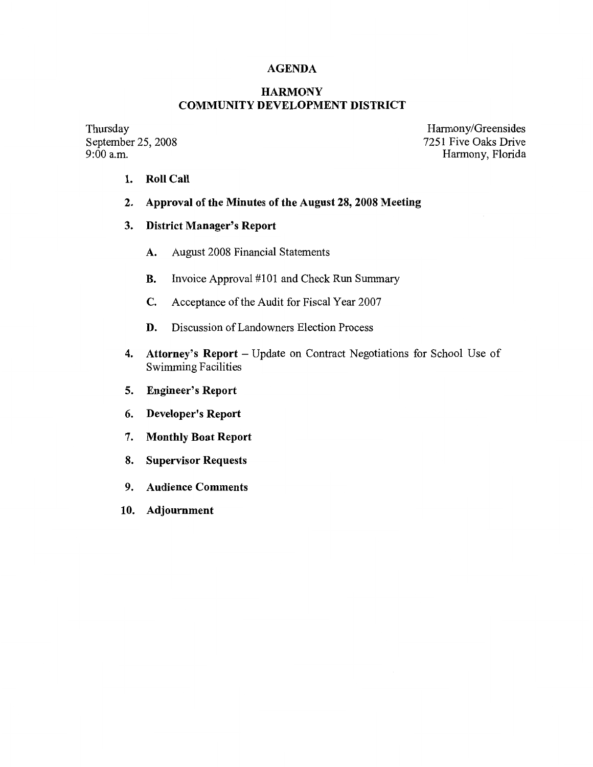# AGENDA

## HARMONY
## COMMUNITY DEVELOPMENT DISTRICT

Thursday
September 25, 2008
9:00 a.m.

Harmony/Greensides
7251 Five Oaks Drive
Harmony, Florida

1. **Roll Call**

2. **Approval of the Minutes of the August 28, 2008 Meeting**

3. **District Manager's Report**

   A. August 2008 Financial Statements

   B. Invoice Approval #101 and Check Run Summary

   C. Acceptance of the Audit for Fiscal Year 2007

   D. Discussion of Landowners Election Process

4. **Attorney's Report** – Update on Contract Negotiations for School Use of Swimming Facilities

5. **Engineer's Report**

6. **Developer's Report**

7. **Monthly Boat Report**

8. **Supervisor Requests**

9. **Audience Comments**

10. **Adjournment**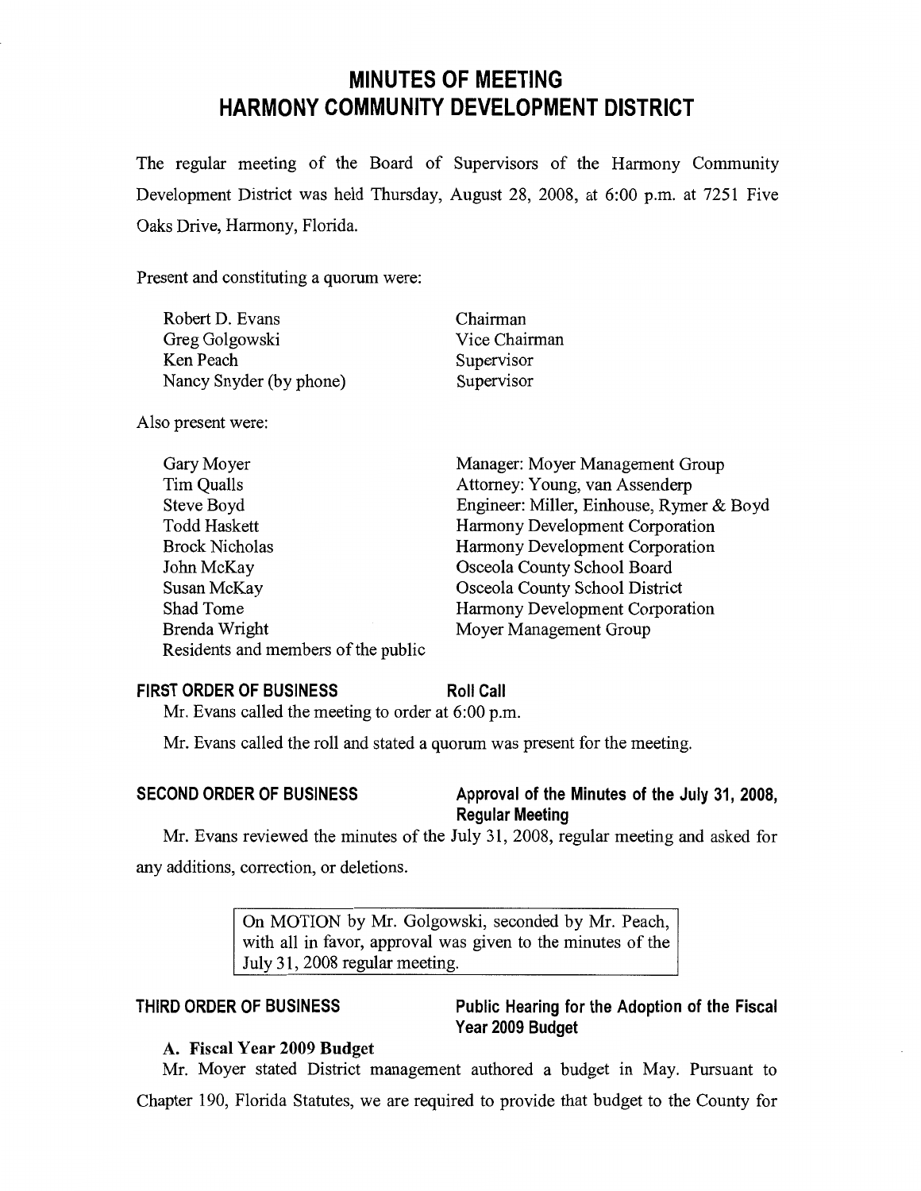# MINUTES OF MEETING
# HARMONY COMMUNITY DEVELOPMENT DISTRICT

The regular meeting of the Board of Supervisors of the Harmony Community Development District was held Thursday, August 28, 2008, at 6:00 p.m. at 7251 Five Oaks Drive, Harmony, Florida.

Present and constituting a quorum were:

| | |
|---|---|
| Robert D. Evans | Chairman |
| Greg Golgowski | Vice Chairman |
| Ken Peach | Supervisor |
| Nancy Snyder (by phone) | Supervisor |

Also present were:

| | |
|---|---|
| Gary Moyer | Manager: Moyer Management Group |
| Tim Qualls | Attorney: Young, van Assenderp |
| Steve Boyd | Engineer: Miller, Einhouse, Rymer & Boyd |
| Todd Haskett | Harmony Development Corporation |
| Brock Nicholas | Harmony Development Corporation |
| John McKay | Osceola County School Board |
| Susan McKay | Osceola County School District |
| Shad Tome | Harmony Development Corporation |
| Brenda Wright | Moyer Management Group |
| Residents and members of the public | |

**FIRST ORDER OF BUSINESS** **Roll Call**

Mr. Evans called the meeting to order at 6:00 p.m.

Mr. Evans called the roll and stated a quorum was present for the meeting.

**SECOND ORDER OF BUSINESS** **Approval of the Minutes of the July 31, 2008, Regular Meeting**

Mr. Evans reviewed the minutes of the July 31, 2008, regular meeting and asked for any additions, correction, or deletions.

> On MOTION by Mr. Golgowski, seconded by Mr. Peach, with all in favor, approval was given to the minutes of the July 31, 2008 regular meeting.

**THIRD ORDER OF BUSINESS** **Public Hearing for the Adoption of the Fiscal Year 2009 Budget**

**A. Fiscal Year 2009 Budget**

Mr. Moyer stated District management authored a budget in May. Pursuant to Chapter 190, Florida Statutes, we are required to provide that budget to the County for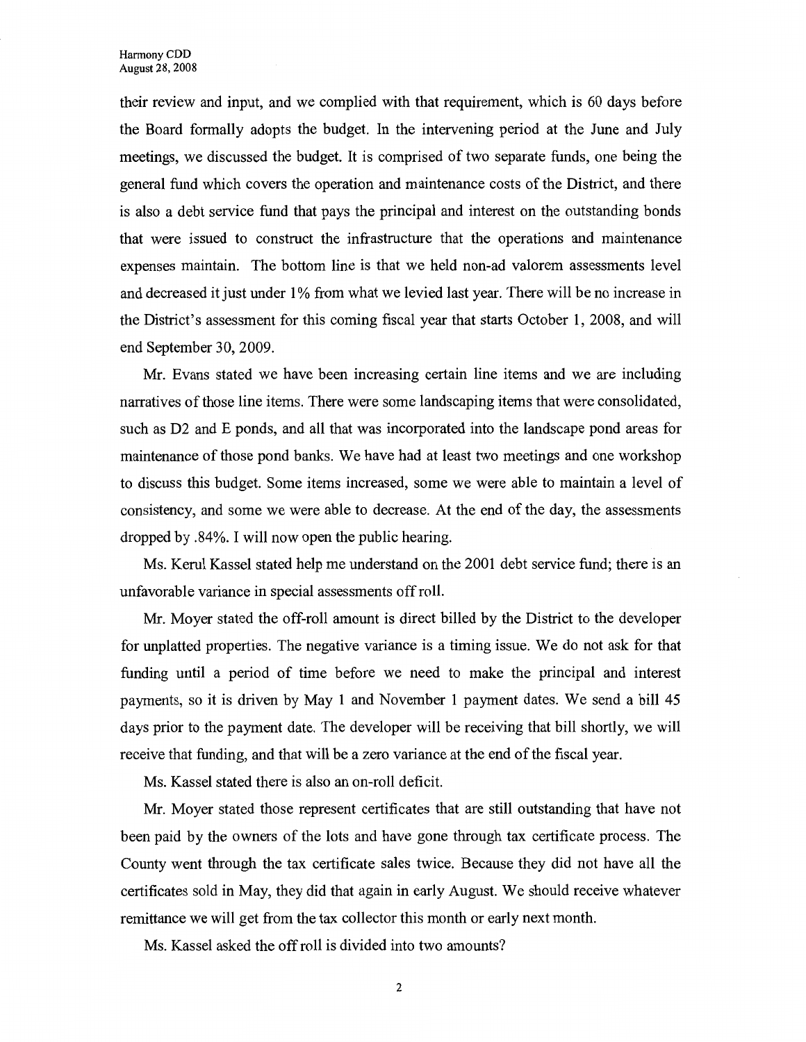their review and input, and we complied with that requirement, which is 60 days before the Board formally adopts the budget. In the intervening period at the June and July meetings, we discussed the budget. It is comprised of two separate funds, one being the general fund which covers the operation and maintenance costs of the District, and there is also a debt service fund that pays the principal and interest on the outstanding bonds that were issued to construct the infrastructure that the operations and maintenance expenses maintain. The bottom line is that we held non-ad valorem assessments level and decreased it just under 1% from what we levied last year. There will be no increase in the District's assessment for this coming fiscal year that starts October 1, 2008, and will end September 30, 2009.

Mr. Evans stated we have been increasing certain line items and we are including narratives of those line items. There were some landscaping items that were consolidated, such as D2 and E ponds, and all that was incorporated into the landscape pond areas for maintenance of those pond banks. We have had at least two meetings and one workshop to discuss this budget. Some items increased, some we were able to maintain a level of consistency, and some we were able to decrease. At the end of the day, the assessments dropped by .84%. I will now open the public hearing.

Ms. Kerul Kassel stated help me understand on the 2001 debt service fund; there is an unfavorable variance in special assessments off roll.

Mr. Moyer stated the off-roll amount is direct billed by the District to the developer for unplatted properties. The negative variance is a timing issue. We do not ask for that funding until a period of time before we need to make the principal and interest payments, so it is driven by May 1 and November 1 payment dates. We send a bill 45 days prior to the payment date. The developer will be receiving that bill shortly, we will receive that funding, and that will be a zero variance at the end of the fiscal year.

Ms. Kassel stated there is also an on-roll deficit.

Mr. Moyer stated those represent certificates that are still outstanding that have not been paid by the owners of the lots and have gone through tax certificate process. The County went through the tax certificate sales twice. Because they did not have all the certificates sold in May, they did that again in early August. We should receive whatever remittance we will get from the tax collector this month or early next month.

Ms. Kassel asked the off roll is divided into two amounts?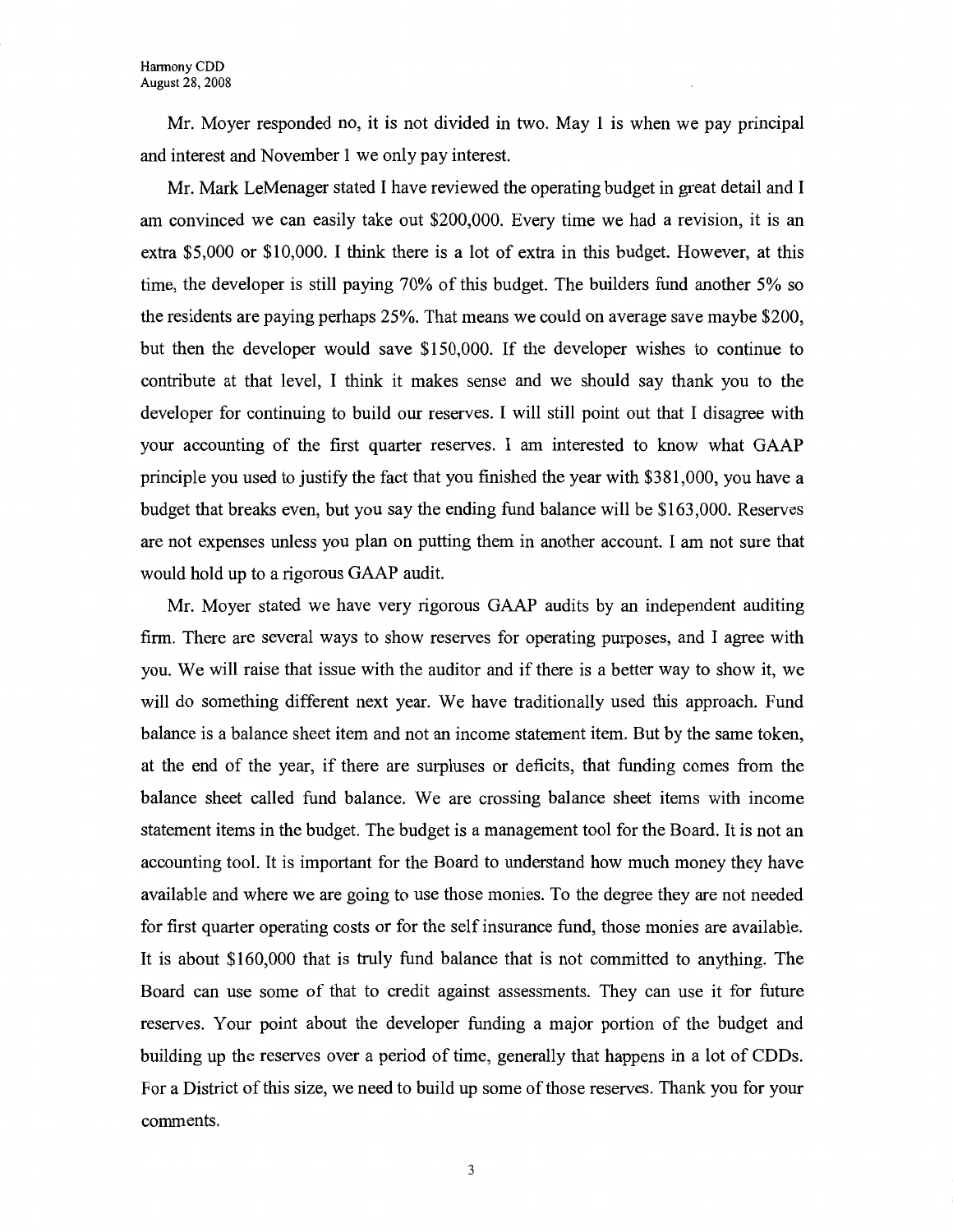Mr. Moyer responded no, it is not divided in two. May 1 is when we pay principal and interest and November 1 we only pay interest.

Mr. Mark LeMenager stated I have reviewed the operating budget in great detail and I am convinced we can easily take out $200,000. Every time we had a revision, it is an extra $5,000 or $10,000. I think there is a lot of extra in this budget. However, at this time, the developer is still paying 70% of this budget. The builders fund another 5% so the residents are paying perhaps 25%. That means we could on average save maybe $200, but then the developer would save $150,000. If the developer wishes to continue to contribute at that level, I think it makes sense and we should say thank you to the developer for continuing to build our reserves. I will still point out that I disagree with your accounting of the first quarter reserves. I am interested to know what GAAP principle you used to justify the fact that you finished the year with $381,000, you have a budget that breaks even, but you say the ending fund balance will be $163,000. Reserves are not expenses unless you plan on putting them in another account. I am not sure that would hold up to a rigorous GAAP audit.

Mr. Moyer stated we have very rigorous GAAP audits by an independent auditing firm. There are several ways to show reserves for operating purposes, and I agree with you. We will raise that issue with the auditor and if there is a better way to show it, we will do something different next year. We have traditionally used this approach. Fund balance is a balance sheet item and not an income statement item. But by the same token, at the end of the year, if there are surpluses or deficits, that funding comes from the balance sheet called fund balance. We are crossing balance sheet items with income statement items in the budget. The budget is a management tool for the Board. It is not an accounting tool. It is important for the Board to understand how much money they have available and where we are going to use those monies. To the degree they are not needed for first quarter operating costs or for the self insurance fund, those monies are available. It is about $160,000 that is truly fund balance that is not committed to anything. The Board can use some of that to credit against assessments. They can use it for future reserves. Your point about the developer funding a major portion of the budget and building up the reserves over a period of time, generally that happens in a lot of CDDs. For a District of this size, we need to build up some of those reserves. Thank you for your comments.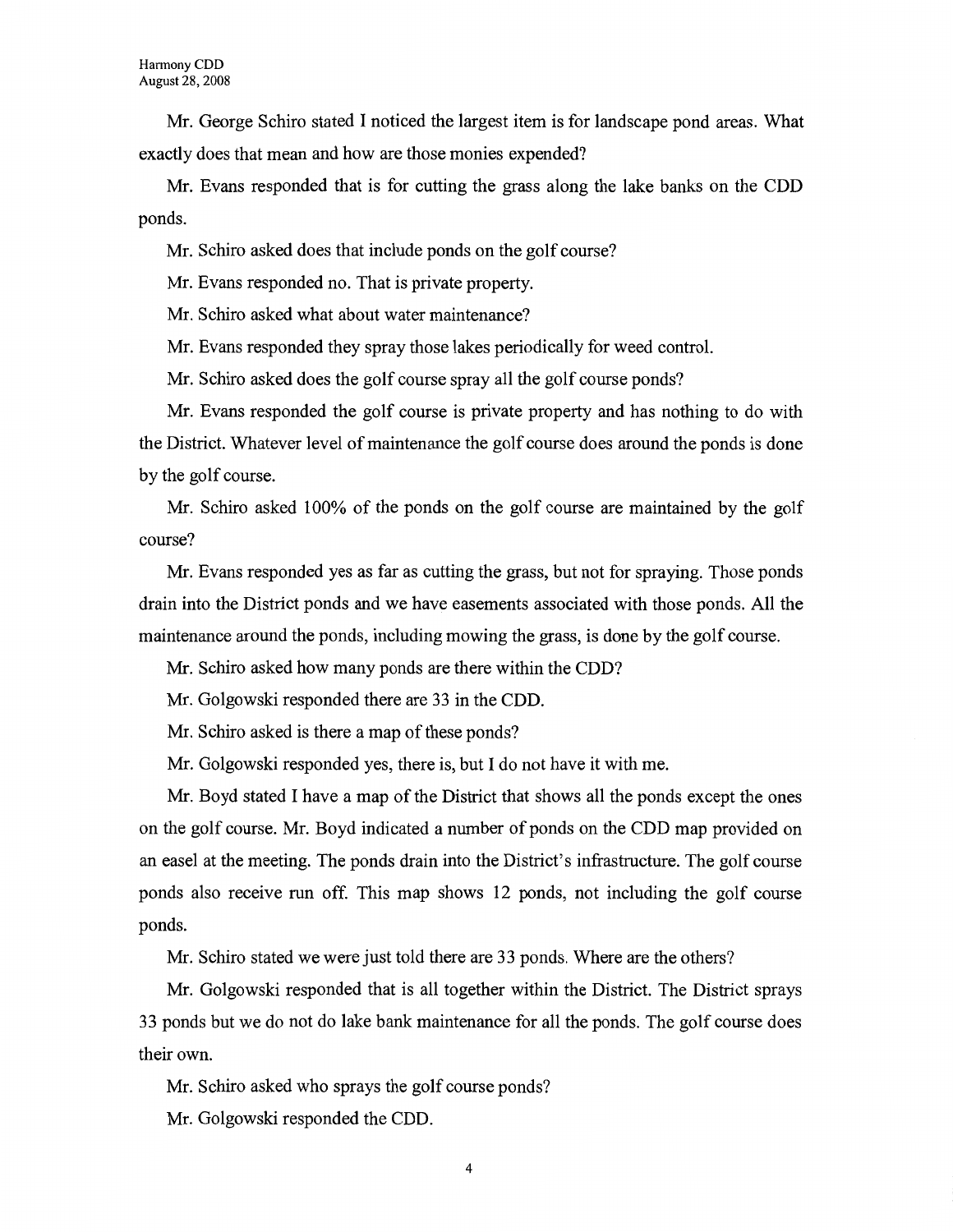Mr. George Schiro stated I noticed the largest item is for landscape pond areas. What exactly does that mean and how are those monies expended?

Mr. Evans responded that is for cutting the grass along the lake banks on the CDD ponds.

Mr. Schiro asked does that include ponds on the golf course?

Mr. Evans responded no. That is private property.

Mr. Schiro asked what about water maintenance?

Mr. Evans responded they spray those lakes periodically for weed control.

Mr. Schiro asked does the golf course spray all the golf course ponds?

Mr. Evans responded the golf course is private property and has nothing to do with the District. Whatever level of maintenance the golf course does around the ponds is done by the golf course.

Mr. Schiro asked 100% of the ponds on the golf course are maintained by the golf course?

Mr. Evans responded yes as far as cutting the grass, but not for spraying. Those ponds drain into the District ponds and we have easements associated with those ponds. All the maintenance around the ponds, including mowing the grass, is done by the golf course.

Mr. Schiro asked how many ponds are there within the CDD?

Mr. Golgowski responded there are 33 in the CDD.

Mr. Schiro asked is there a map of these ponds?

Mr. Golgowski responded yes, there is, but I do not have it with me.

Mr. Boyd stated I have a map of the District that shows all the ponds except the ones on the golf course. Mr. Boyd indicated a number of ponds on the CDD map provided on an easel at the meeting. The ponds drain into the District's infrastructure. The golf course ponds also receive run off. This map shows 12 ponds, not including the golf course ponds.

Mr. Schiro stated we were just told there are 33 ponds. Where are the others?

Mr. Golgowski responded that is all together within the District. The District sprays 33 ponds but we do not do lake bank maintenance for all the ponds. The golf course does their own.

Mr. Schiro asked who sprays the golf course ponds?

Mr. Golgowski responded the CDD.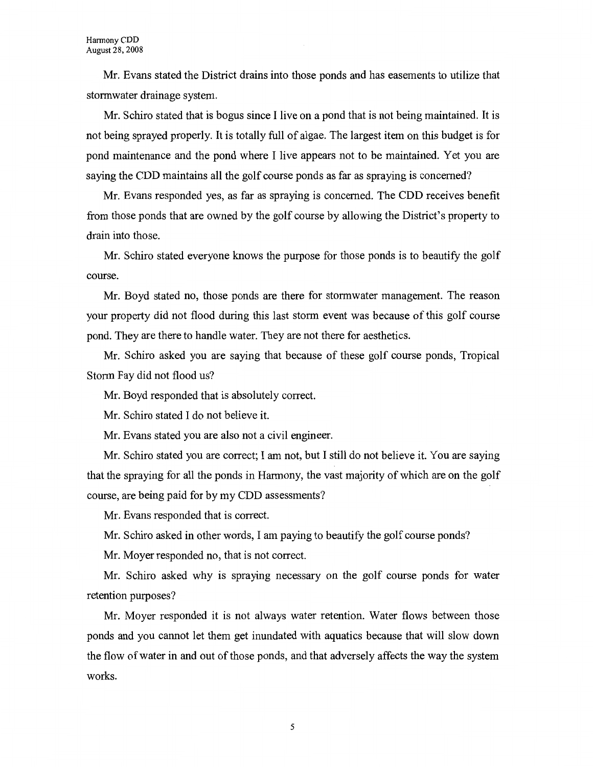Mr. Evans stated the District drains into those ponds and has easements to utilize that stormwater drainage system.

Mr. Schiro stated that is bogus since I live on a pond that is not being maintained. It is not being sprayed properly. It is totally full of algae. The largest item on this budget is for pond maintenance and the pond where I live appears not to be maintained. Yet you are saying the CDD maintains all the golf course ponds as far as spraying is concerned?

Mr. Evans responded yes, as far as spraying is concerned. The CDD receives benefit from those ponds that are owned by the golf course by allowing the District's property to drain into those.

Mr. Schiro stated everyone knows the purpose for those ponds is to beautify the golf course.

Mr. Boyd stated no, those ponds are there for stormwater management. The reason your property did not flood during this last storm event was because of this golf course pond. They are there to handle water. They are not there for aesthetics.

Mr. Schiro asked you are saying that because of these golf course ponds, Tropical Storm Fay did not flood us?

Mr. Boyd responded that is absolutely correct.

Mr. Schiro stated I do not believe it.

Mr. Evans stated you are also not a civil engineer.

Mr. Schiro stated you are correct; I am not, but I still do not believe it. You are saying that the spraying for all the ponds in Harmony, the vast majority of which are on the golf course, are being paid for by my CDD assessments?

Mr. Evans responded that is correct.

Mr. Schiro asked in other words, I am paying to beautify the golf course ponds?

Mr. Moyer responded no, that is not correct.

Mr. Schiro asked why is spraying necessary on the golf course ponds for water retention purposes?

Mr. Moyer responded it is not always water retention. Water flows between those ponds and you cannot let them get inundated with aquatics because that will slow down the flow of water in and out of those ponds, and that adversely affects the way the system works.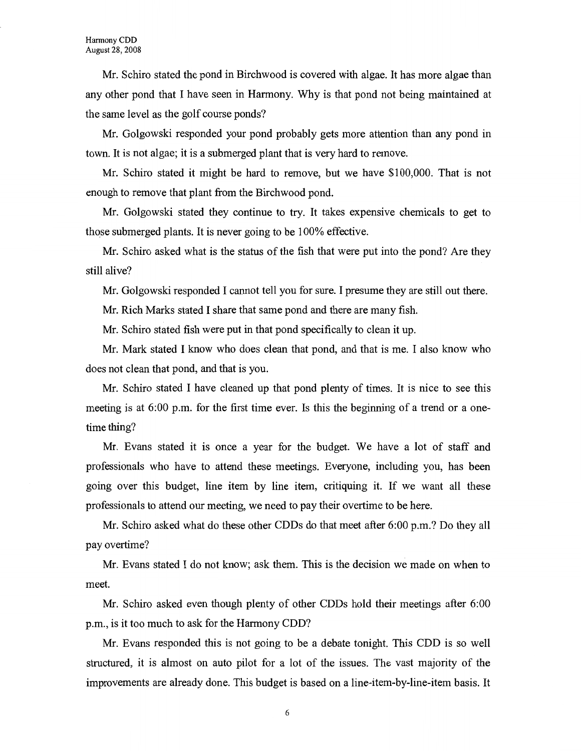Mr. Schiro stated the pond in Birchwood is covered with algae. It has more algae than any other pond that I have seen in Harmony. Why is that pond not being maintained at the same level as the golf course ponds?

Mr. Golgowski responded your pond probably gets more attention than any pond in town. It is not algae; it is a submerged plant that is very hard to remove.

Mr. Schiro stated it might be hard to remove, but we have $100,000. That is not enough to remove that plant from the Birchwood pond.

Mr. Golgowski stated they continue to try. It takes expensive chemicals to get to those submerged plants. It is never going to be 100% effective.

Mr. Schiro asked what is the status of the fish that were put into the pond? Are they still alive?

Mr. Golgowski responded I cannot tell you for sure. I presume they are still out there.

Mr. Rich Marks stated I share that same pond and there are many fish.

Mr. Schiro stated fish were put in that pond specifically to clean it up.

Mr. Mark stated I know who does clean that pond, and that is me. I also know who does not clean that pond, and that is you.

Mr. Schiro stated I have cleaned up that pond plenty of times. It is nice to see this meeting is at 6:00 p.m. for the first time ever. Is this the beginning of a trend or a one-time thing?

Mr. Evans stated it is once a year for the budget. We have a lot of staff and professionals who have to attend these meetings. Everyone, including you, has been going over this budget, line item by line item, critiquing it. If we want all these professionals to attend our meeting, we need to pay their overtime to be here.

Mr. Schiro asked what do these other CDDs do that meet after 6:00 p.m.? Do they all pay overtime?

Mr. Evans stated I do not know; ask them. This is the decision we made on when to meet.

Mr. Schiro asked even though plenty of other CDDs hold their meetings after 6:00 p.m., is it too much to ask for the Harmony CDD?

Mr. Evans responded this is not going to be a debate tonight. This CDD is so well structured, it is almost on auto pilot for a lot of the issues. The vast majority of the improvements are already done. This budget is based on a line-item-by-line-item basis. It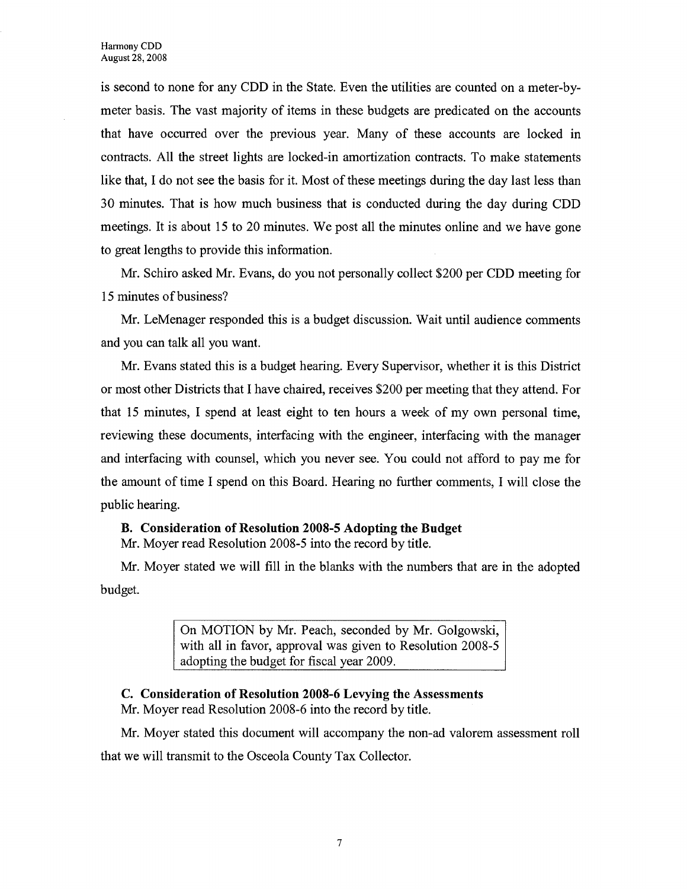is second to none for any CDD in the State. Even the utilities are counted on a meter-by-meter basis. The vast majority of items in these budgets are predicated on the accounts that have occurred over the previous year. Many of these accounts are locked in contracts. All the street lights are locked-in amortization contracts. To make statements like that, I do not see the basis for it. Most of these meetings during the day last less than 30 minutes. That is how much business that is conducted during the day during CDD meetings. It is about 15 to 20 minutes. We post all the minutes online and we have gone to great lengths to provide this information.

Mr. Schiro asked Mr. Evans, do you not personally collect $200 per CDD meeting for 15 minutes of business?

Mr. LeMenager responded this is a budget discussion. Wait until audience comments and you can talk all you want.

Mr. Evans stated this is a budget hearing. Every Supervisor, whether it is this District or most other Districts that I have chaired, receives $200 per meeting that they attend. For that 15 minutes, I spend at least eight to ten hours a week of my own personal time, reviewing these documents, interfacing with the engineer, interfacing with the manager and interfacing with counsel, which you never see. You could not afford to pay me for the amount of time I spend on this Board. Hearing no further comments, I will close the public hearing.

**B. Consideration of Resolution 2008-5 Adopting the Budget**

Mr. Moyer read Resolution 2008-5 into the record by title.

Mr. Moyer stated we will fill in the blanks with the numbers that are in the adopted budget.

> On MOTION by Mr. Peach, seconded by Mr. Golgowski, with all in favor, approval was given to Resolution 2008-5 adopting the budget for fiscal year 2009.

**C. Consideration of Resolution 2008-6 Levying the Assessments**

Mr. Moyer read Resolution 2008-6 into the record by title.

Mr. Moyer stated this document will accompany the non-ad valorem assessment roll that we will transmit to the Osceola County Tax Collector.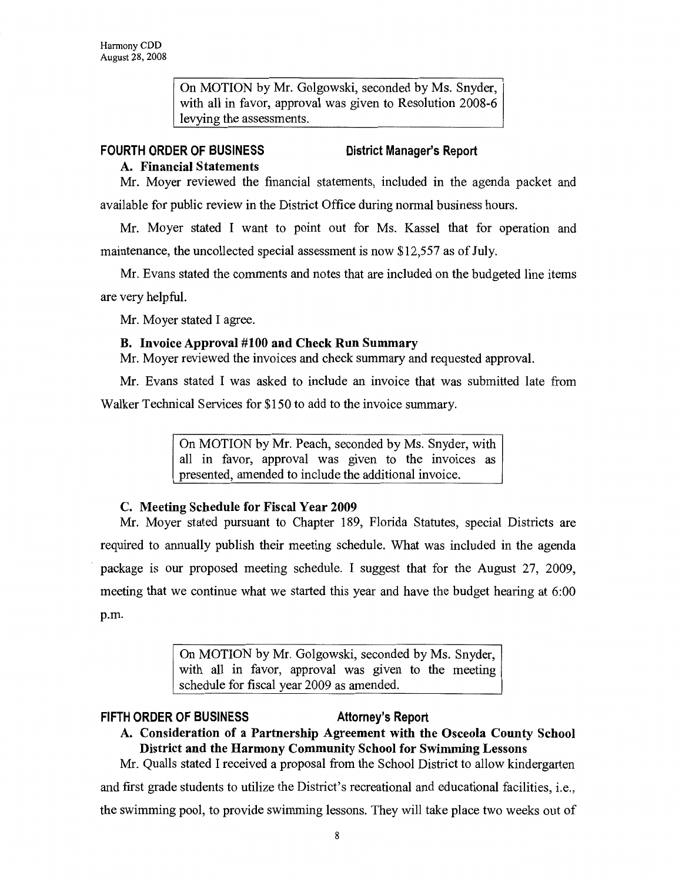On MOTION by Mr. Golgowski, seconded by Ms. Snyder, with all in favor, approval was given to Resolution 2008-6 levying the assessments.

## FOURTH ORDER OF BUSINESS — District Manager's Report

### A. Financial Statements

Mr. Moyer reviewed the financial statements, included in the agenda packet and available for public review in the District Office during normal business hours.

Mr. Moyer stated I want to point out for Ms. Kassel that for operation and maintenance, the uncollected special assessment is now $12,557 as of July.

Mr. Evans stated the comments and notes that are included on the budgeted line items are very helpful.

Mr. Moyer stated I agree.

### B. Invoice Approval #100 and Check Run Summary

Mr. Moyer reviewed the invoices and check summary and requested approval.

Mr. Evans stated I was asked to include an invoice that was submitted late from Walker Technical Services for $150 to add to the invoice summary.

On MOTION by Mr. Peach, seconded by Ms. Snyder, with all in favor, approval was given to the invoices as presented, amended to include the additional invoice.

### C. Meeting Schedule for Fiscal Year 2009

Mr. Moyer stated pursuant to Chapter 189, Florida Statutes, special Districts are required to annually publish their meeting schedule. What was included in the agenda package is our proposed meeting schedule. I suggest that for the August 27, 2009, meeting that we continue what we started this year and have the budget hearing at 6:00 p.m.

On MOTION by Mr. Golgowski, seconded by Ms. Snyder, with all in favor, approval was given to the meeting schedule for fiscal year 2009 as amended.

## FIFTH ORDER OF BUSINESS — Attorney's Report

### A. Consideration of a Partnership Agreement with the Osceola County School District and the Harmony Community School for Swimming Lessons

Mr. Qualls stated I received a proposal from the School District to allow kindergarten and first grade students to utilize the District's recreational and educational facilities, i.e., the swimming pool, to provide swimming lessons. They will take place two weeks out of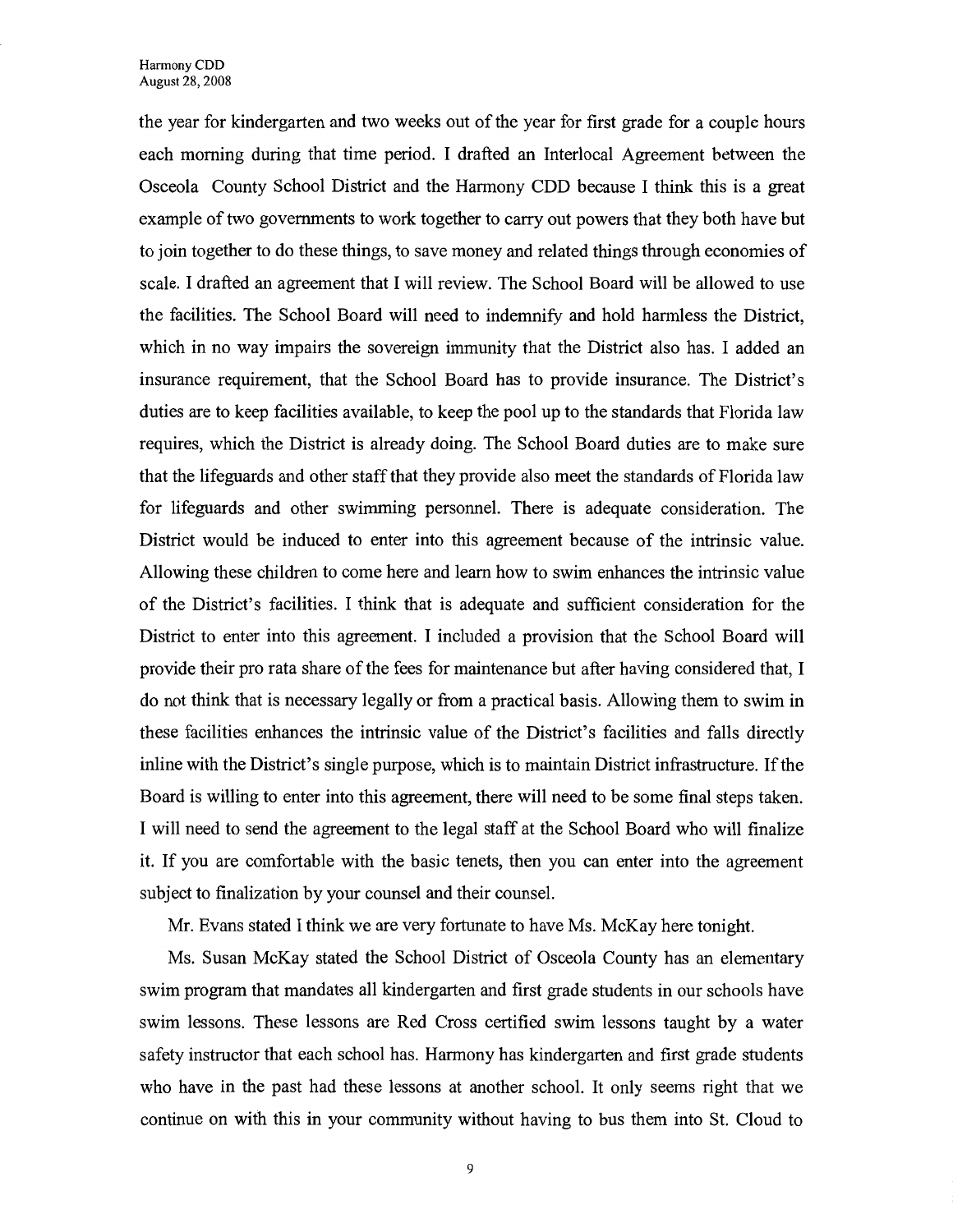the year for kindergarten and two weeks out of the year for first grade for a couple hours each morning during that time period. I drafted an Interlocal Agreement between the Osceola County School District and the Harmony CDD because I think this is a great example of two governments to work together to carry out powers that they both have but to join together to do these things, to save money and related things through economies of scale. I drafted an agreement that I will review. The School Board will be allowed to use the facilities. The School Board will need to indemnify and hold harmless the District, which in no way impairs the sovereign immunity that the District also has. I added an insurance requirement, that the School Board has to provide insurance. The District's duties are to keep facilities available, to keep the pool up to the standards that Florida law requires, which the District is already doing. The School Board duties are to make sure that the lifeguards and other staff that they provide also meet the standards of Florida law for lifeguards and other swimming personnel. There is adequate consideration. The District would be induced to enter into this agreement because of the intrinsic value. Allowing these children to come here and learn how to swim enhances the intrinsic value of the District's facilities. I think that is adequate and sufficient consideration for the District to enter into this agreement. I included a provision that the School Board will provide their pro rata share of the fees for maintenance but after having considered that, I do not think that is necessary legally or from a practical basis. Allowing them to swim in these facilities enhances the intrinsic value of the District's facilities and falls directly inline with the District's single purpose, which is to maintain District infrastructure. If the Board is willing to enter into this agreement, there will need to be some final steps taken. I will need to send the agreement to the legal staff at the School Board who will finalize it. If you are comfortable with the basic tenets, then you can enter into the agreement subject to finalization by your counsel and their counsel.

Mr. Evans stated I think we are very fortunate to have Ms. McKay here tonight.

Ms. Susan McKay stated the School District of Osceola County has an elementary swim program that mandates all kindergarten and first grade students in our schools have swim lessons. These lessons are Red Cross certified swim lessons taught by a water safety instructor that each school has. Harmony has kindergarten and first grade students who have in the past had these lessons at another school. It only seems right that we continue on with this in your community without having to bus them into St. Cloud to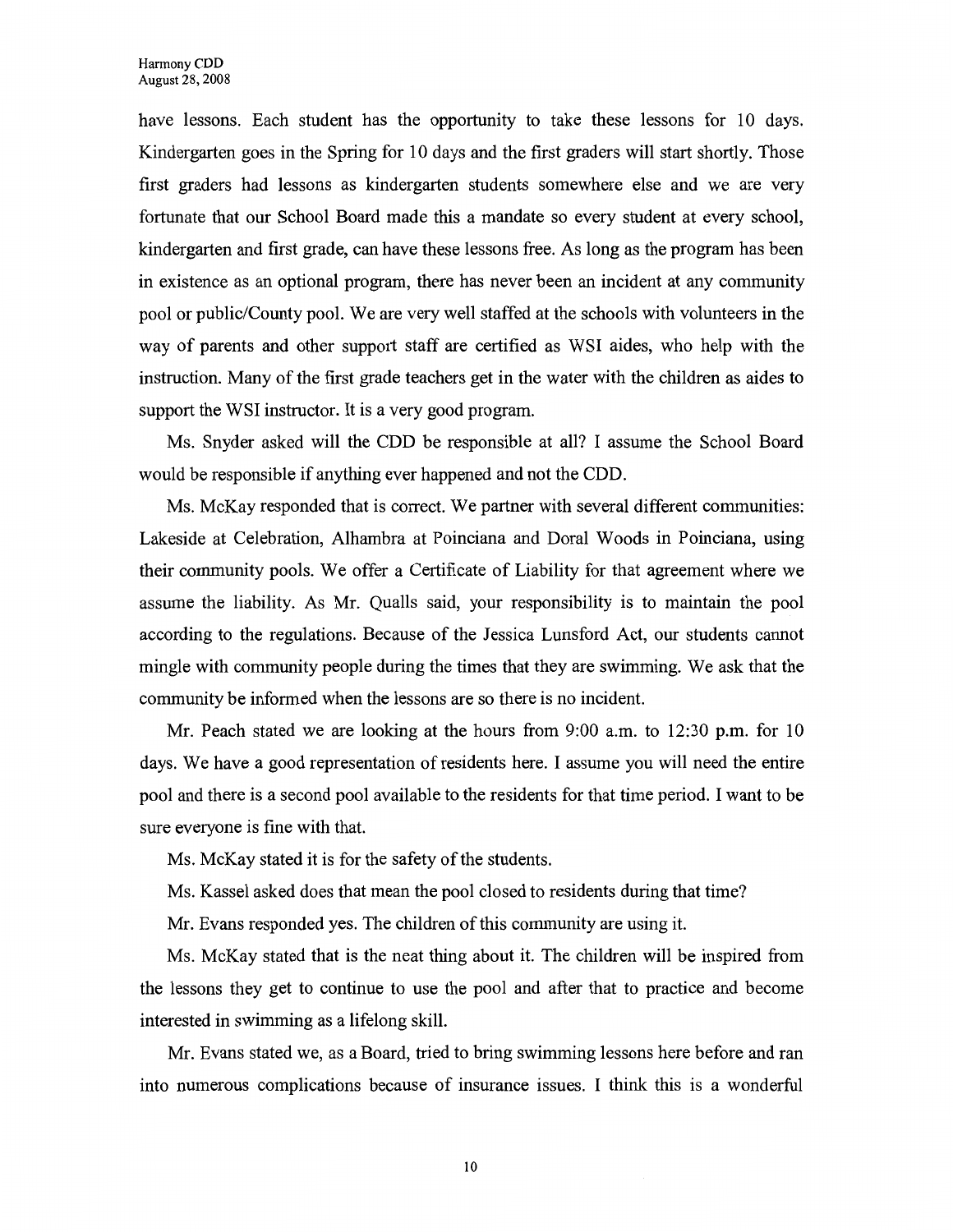have lessons. Each student has the opportunity to take these lessons for 10 days. Kindergarten goes in the Spring for 10 days and the first graders will start shortly. Those first graders had lessons as kindergarten students somewhere else and we are very fortunate that our School Board made this a mandate so every student at every school, kindergarten and first grade, can have these lessons free. As long as the program has been in existence as an optional program, there has never been an incident at any community pool or public/County pool. We are very well staffed at the schools with volunteers in the way of parents and other support staff are certified as WSI aides, who help with the instruction. Many of the first grade teachers get in the water with the children as aides to support the WSI instructor. It is a very good program.

Ms. Snyder asked will the CDD be responsible at all? I assume the School Board would be responsible if anything ever happened and not the CDD.

Ms. McKay responded that is correct. We partner with several different communities: Lakeside at Celebration, Alhambra at Poinciana and Doral Woods in Poinciana, using their community pools. We offer a Certificate of Liability for that agreement where we assume the liability. As Mr. Qualls said, your responsibility is to maintain the pool according to the regulations. Because of the Jessica Lunsford Act, our students cannot mingle with community people during the times that they are swimming. We ask that the community be informed when the lessons are so there is no incident.

Mr. Peach stated we are looking at the hours from 9:00 a.m. to 12:30 p.m. for 10 days. We have a good representation of residents here. I assume you will need the entire pool and there is a second pool available to the residents for that time period. I want to be sure everyone is fine with that.

Ms. McKay stated it is for the safety of the students.

Ms. Kassel asked does that mean the pool closed to residents during that time?

Mr. Evans responded yes. The children of this community are using it.

Ms. McKay stated that is the neat thing about it. The children will be inspired from the lessons they get to continue to use the pool and after that to practice and become interested in swimming as a lifelong skill.

Mr. Evans stated we, as a Board, tried to bring swimming lessons here before and ran into numerous complications because of insurance issues. I think this is a wonderful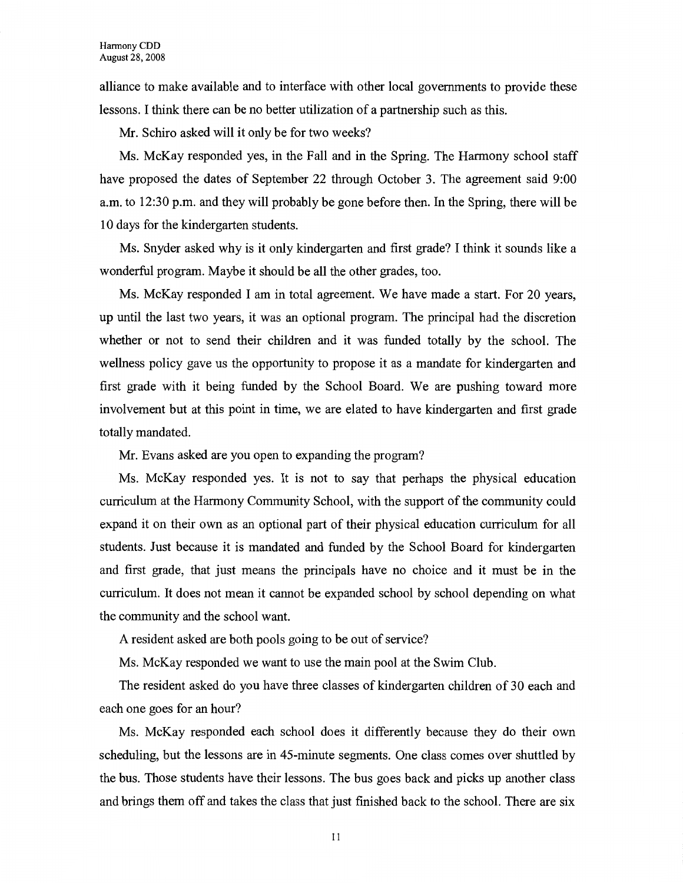alliance to make available and to interface with other local governments to provide these lessons. I think there can be no better utilization of a partnership such as this.

Mr. Schiro asked will it only be for two weeks?

Ms. McKay responded yes, in the Fall and in the Spring. The Harmony school staff have proposed the dates of September 22 through October 3. The agreement said 9:00 a.m. to 12:30 p.m. and they will probably be gone before then. In the Spring, there will be 10 days for the kindergarten students.

Ms. Snyder asked why is it only kindergarten and first grade? I think it sounds like a wonderful program. Maybe it should be all the other grades, too.

Ms. McKay responded I am in total agreement. We have made a start. For 20 years, up until the last two years, it was an optional program. The principal had the discretion whether or not to send their children and it was funded totally by the school. The wellness policy gave us the opportunity to propose it as a mandate for kindergarten and first grade with it being funded by the School Board. We are pushing toward more involvement but at this point in time, we are elated to have kindergarten and first grade totally mandated.

Mr. Evans asked are you open to expanding the program?

Ms. McKay responded yes. It is not to say that perhaps the physical education curriculum at the Harmony Community School, with the support of the community could expand it on their own as an optional part of their physical education curriculum for all students. Just because it is mandated and funded by the School Board for kindergarten and first grade, that just means the principals have no choice and it must be in the curriculum. It does not mean it cannot be expanded school by school depending on what the community and the school want.

A resident asked are both pools going to be out of service?

Ms. McKay responded we want to use the main pool at the Swim Club.

The resident asked do you have three classes of kindergarten children of 30 each and each one goes for an hour?

Ms. McKay responded each school does it differently because they do their own scheduling, but the lessons are in 45-minute segments. One class comes over shuttled by the bus. Those students have their lessons. The bus goes back and picks up another class and brings them off and takes the class that just finished back to the school. There are six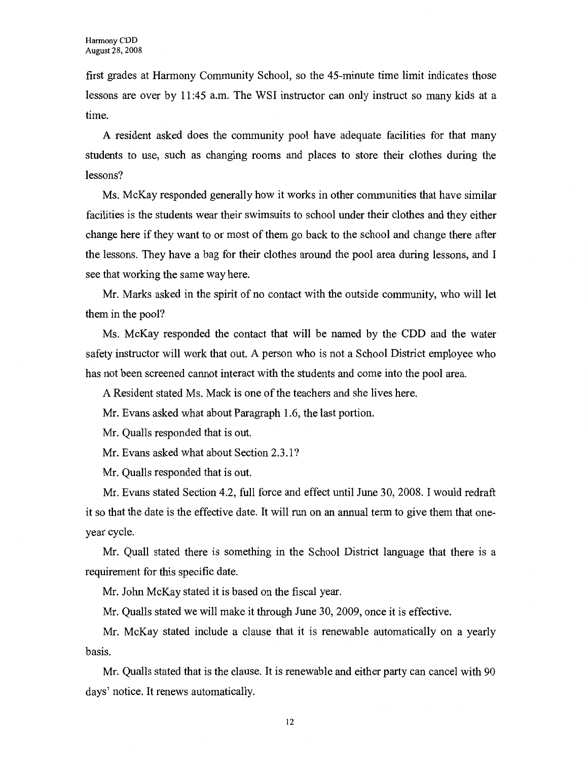first grades at Harmony Community School, so the 45-minute time limit indicates those lessons are over by 11:45 a.m. The WSI instructor can only instruct so many kids at a time.

A resident asked does the community pool have adequate facilities for that many students to use, such as changing rooms and places to store their clothes during the lessons?

Ms. McKay responded generally how it works in other communities that have similar facilities is the students wear their swimsuits to school under their clothes and they either change here if they want to or most of them go back to the school and change there after the lessons. They have a bag for their clothes around the pool area during lessons, and I see that working the same way here.

Mr. Marks asked in the spirit of no contact with the outside community, who will let them in the pool?

Ms. McKay responded the contact that will be named by the CDD and the water safety instructor will work that out. A person who is not a School District employee who has not been screened cannot interact with the students and come into the pool area.

A Resident stated Ms. Mack is one of the teachers and she lives here.

Mr. Evans asked what about Paragraph 1.6, the last portion.

Mr. Qualls responded that is out.

Mr. Evans asked what about Section 2.3.1?

Mr. Qualls responded that is out.

Mr. Evans stated Section 4.2, full force and effect until June 30, 2008. I would redraft it so that the date is the effective date. It will run on an annual term to give them that one-year cycle.

Mr. Quall stated there is something in the School District language that there is a requirement for this specific date.

Mr. John McKay stated it is based on the fiscal year.

Mr. Qualls stated we will make it through June 30, 2009, once it is effective.

Mr. McKay stated include a clause that it is renewable automatically on a yearly basis.

Mr. Qualls stated that is the clause. It is renewable and either party can cancel with 90 days' notice. It renews automatically.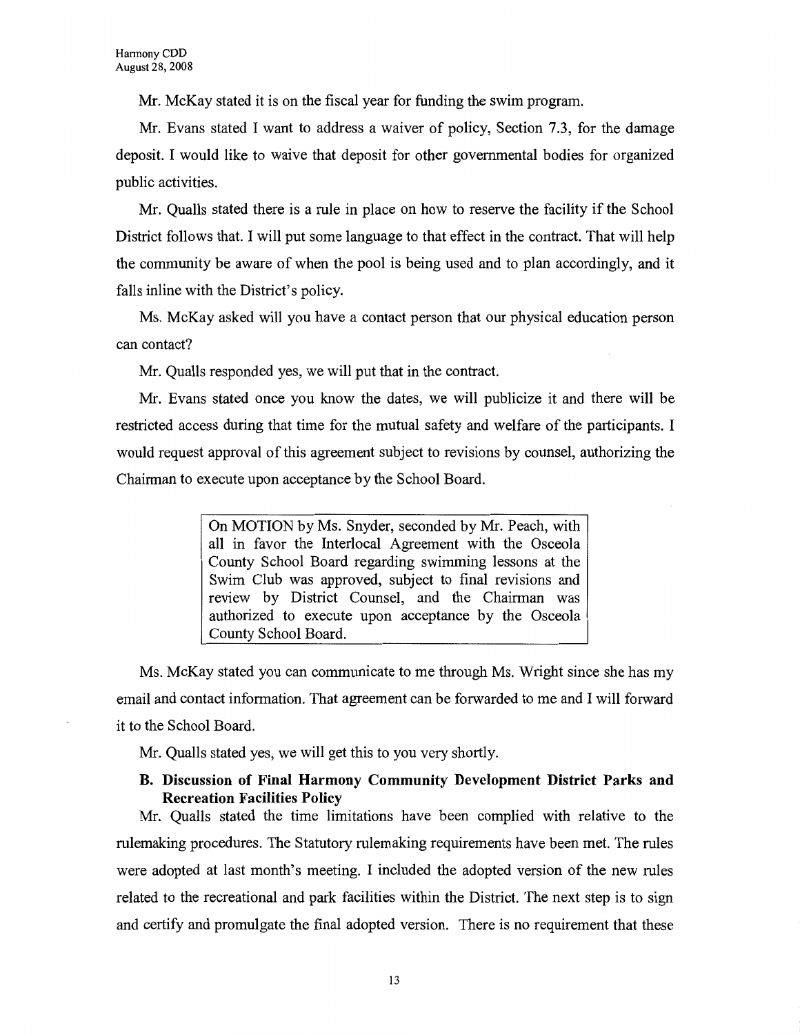Mr. McKay stated it is on the fiscal year for funding the swim program.

Mr. Evans stated I want to address a waiver of policy, Section 7.3, for the damage deposit. I would like to waive that deposit for other governmental bodies for organized public activities.

Mr. Qualls stated there is a rule in place on how to reserve the facility if the School District follows that. I will put some language to that effect in the contract. That will help the community be aware of when the pool is being used and to plan accordingly, and it falls inline with the District's policy.

Ms. McKay asked will you have a contact person that our physical education person can contact?

Mr. Qualls responded yes, we will put that in the contract.

Mr. Evans stated once you know the dates, we will publicize it and there will be restricted access during that time for the mutual safety and welfare of the participants. I would request approval of this agreement subject to revisions by counsel, authorizing the Chairman to execute upon acceptance by the School Board.

> On MOTION by Ms. Snyder, seconded by Mr. Peach, with all in favor the Interlocal Agreement with the Osceola County School Board regarding swimming lessons at the Swim Club was approved, subject to final revisions and review by District Counsel, and the Chairman was authorized to execute upon acceptance by the Osceola County School Board.

Ms. McKay stated you can communicate to me through Ms. Wright since she has my email and contact information. That agreement can be forwarded to me and I will forward it to the School Board.

Mr. Qualls stated yes, we will get this to you very shortly.

**B. Discussion of Final Harmony Community Development District Parks and Recreation Facilities Policy**

Mr. Qualls stated the time limitations have been complied with relative to the rulemaking procedures. The Statutory rulemaking requirements have been met. The rules were adopted at last month's meeting. I included the adopted version of the new rules related to the recreational and park facilities within the District. The next step is to sign and certify and promulgate the final adopted version. There is no requirement that these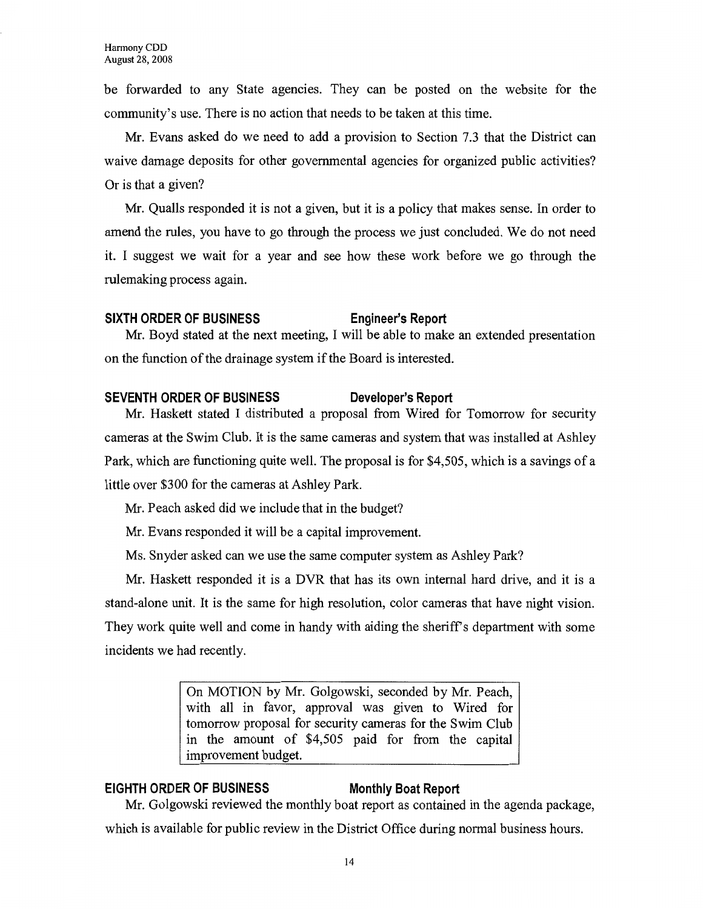be forwarded to any State agencies. They can be posted on the website for the community's use. There is no action that needs to be taken at this time.

Mr. Evans asked do we need to add a provision to Section 7.3 that the District can waive damage deposits for other governmental agencies for organized public activities? Or is that a given?

Mr. Qualls responded it is not a given, but it is a policy that makes sense. In order to amend the rules, you have to go through the process we just concluded. We do not need it. I suggest we wait for a year and see how these work before we go through the rulemaking process again.

**SIXTH ORDER OF BUSINESS** **Engineer's Report**

Mr. Boyd stated at the next meeting, I will be able to make an extended presentation on the function of the drainage system if the Board is interested.

**SEVENTH ORDER OF BUSINESS** **Developer's Report**

Mr. Haskett stated I distributed a proposal from Wired for Tomorrow for security cameras at the Swim Club. It is the same cameras and system that was installed at Ashley Park, which are functioning quite well. The proposal is for $4,505, which is a savings of a little over $300 for the cameras at Ashley Park.

Mr. Peach asked did we include that in the budget?

Mr. Evans responded it will be a capital improvement.

Ms. Snyder asked can we use the same computer system as Ashley Park?

Mr. Haskett responded it is a DVR that has its own internal hard drive, and it is a stand-alone unit. It is the same for high resolution, color cameras that have night vision. They work quite well and come in handy with aiding the sheriff's department with some incidents we had recently.

> On MOTION by Mr. Golgowski, seconded by Mr. Peach, with all in favor, approval was given to Wired for tomorrow proposal for security cameras for the Swim Club in the amount of $4,505 paid for from the capital improvement budget.

**EIGHTH ORDER OF BUSINESS** **Monthly Boat Report**

Mr. Golgowski reviewed the monthly boat report as contained in the agenda package, which is available for public review in the District Office during normal business hours.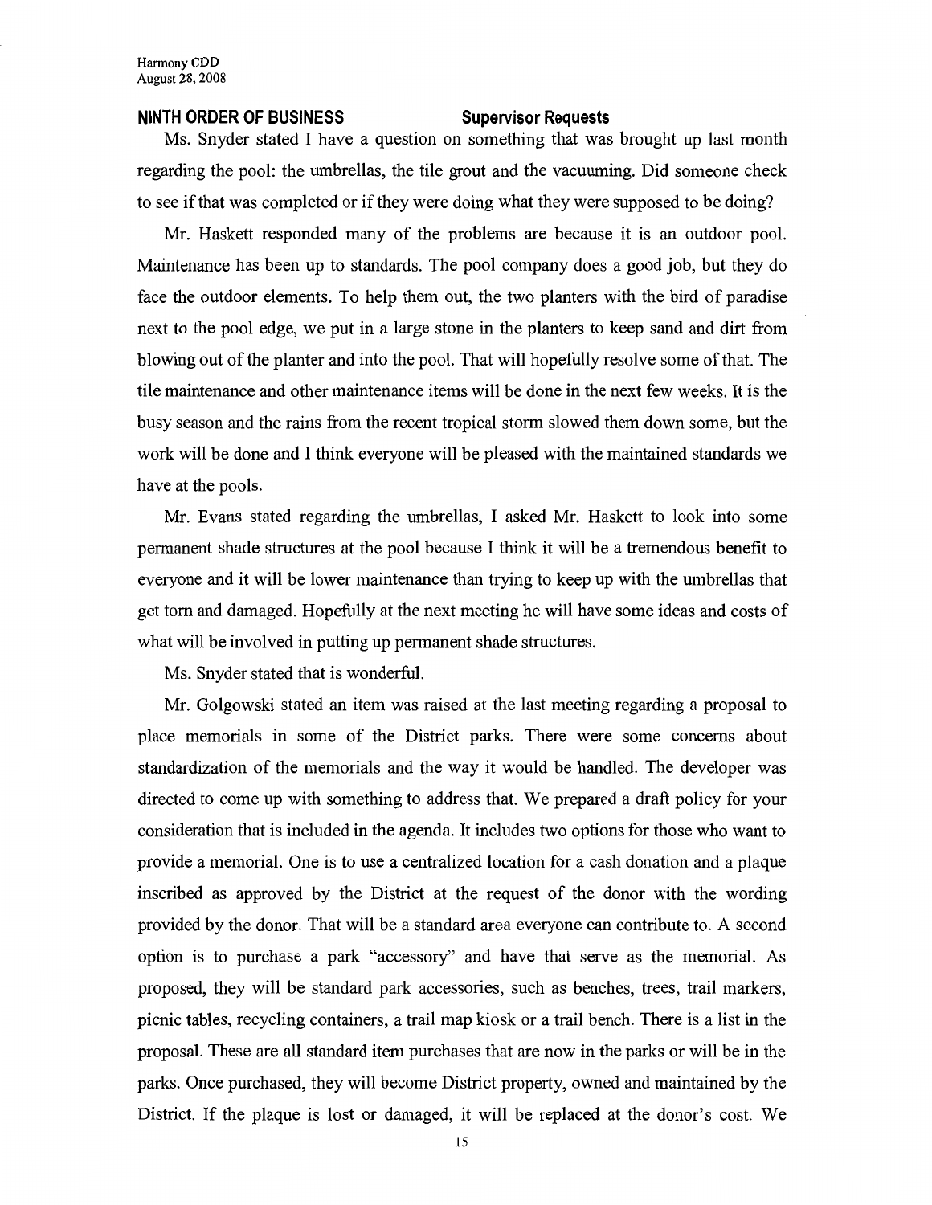## NINTH ORDER OF BUSINESS Supervisor Requests

Ms. Snyder stated I have a question on something that was brought up last month regarding the pool: the umbrellas, the tile grout and the vacuuming. Did someone check to see if that was completed or if they were doing what they were supposed to be doing?

Mr. Haskett responded many of the problems are because it is an outdoor pool. Maintenance has been up to standards. The pool company does a good job, but they do face the outdoor elements. To help them out, the two planters with the bird of paradise next to the pool edge, we put in a large stone in the planters to keep sand and dirt from blowing out of the planter and into the pool. That will hopefully resolve some of that. The tile maintenance and other maintenance items will be done in the next few weeks. It is the busy season and the rains from the recent tropical storm slowed them down some, but the work will be done and I think everyone will be pleased with the maintained standards we have at the pools.

Mr. Evans stated regarding the umbrellas, I asked Mr. Haskett to look into some permanent shade structures at the pool because I think it will be a tremendous benefit to everyone and it will be lower maintenance than trying to keep up with the umbrellas that get torn and damaged. Hopefully at the next meeting he will have some ideas and costs of what will be involved in putting up permanent shade structures.

Ms. Snyder stated that is wonderful.

Mr. Golgowski stated an item was raised at the last meeting regarding a proposal to place memorials in some of the District parks. There were some concerns about standardization of the memorials and the way it would be handled. The developer was directed to come up with something to address that. We prepared a draft policy for your consideration that is included in the agenda. It includes two options for those who want to provide a memorial. One is to use a centralized location for a cash donation and a plaque inscribed as approved by the District at the request of the donor with the wording provided by the donor. That will be a standard area everyone can contribute to. A second option is to purchase a park "accessory" and have that serve as the memorial. As proposed, they will be standard park accessories, such as benches, trees, trail markers, picnic tables, recycling containers, a trail map kiosk or a trail bench. There is a list in the proposal. These are all standard item purchases that are now in the parks or will be in the parks. Once purchased, they will become District property, owned and maintained by the District. If the plaque is lost or damaged, it will be replaced at the donor's cost. We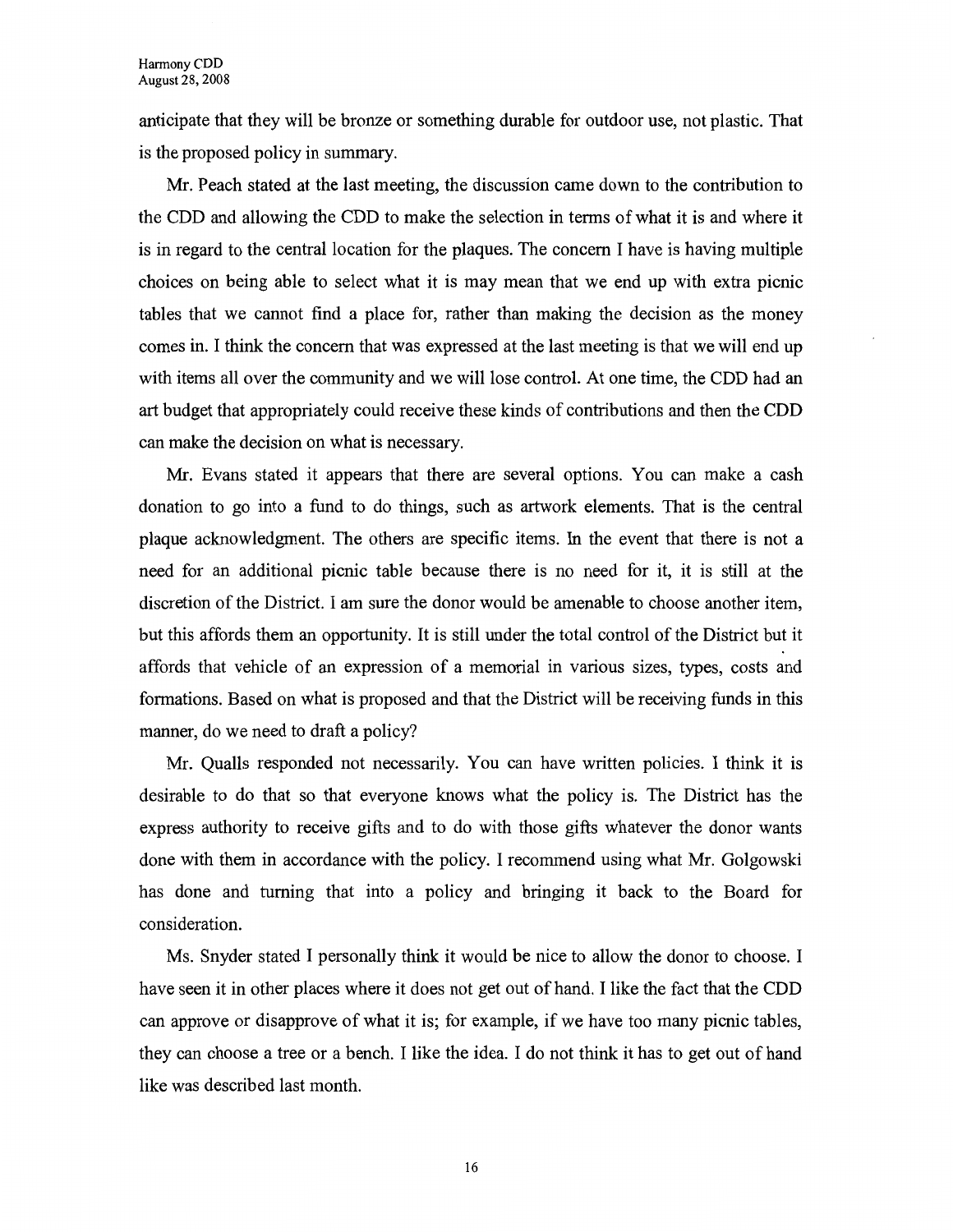anticipate that they will be bronze or something durable for outdoor use, not plastic. That is the proposed policy in summary.

Mr. Peach stated at the last meeting, the discussion came down to the contribution to the CDD and allowing the CDD to make the selection in terms of what it is and where it is in regard to the central location for the plaques. The concern I have is having multiple choices on being able to select what it is may mean that we end up with extra picnic tables that we cannot find a place for, rather than making the decision as the money comes in. I think the concern that was expressed at the last meeting is that we will end up with items all over the community and we will lose control. At one time, the CDD had an art budget that appropriately could receive these kinds of contributions and then the CDD can make the decision on what is necessary.

Mr. Evans stated it appears that there are several options. You can make a cash donation to go into a fund to do things, such as artwork elements. That is the central plaque acknowledgment. The others are specific items. In the event that there is not a need for an additional picnic table because there is no need for it, it is still at the discretion of the District. I am sure the donor would be amenable to choose another item, but this affords them an opportunity. It is still under the total control of the District but it affords that vehicle of an expression of a memorial in various sizes, types, costs and formations. Based on what is proposed and that the District will be receiving funds in this manner, do we need to draft a policy?

Mr. Qualls responded not necessarily. You can have written policies. I think it is desirable to do that so that everyone knows what the policy is. The District has the express authority to receive gifts and to do with those gifts whatever the donor wants done with them in accordance with the policy. I recommend using what Mr. Golgowski has done and turning that into a policy and bringing it back to the Board for consideration.

Ms. Snyder stated I personally think it would be nice to allow the donor to choose. I have seen it in other places where it does not get out of hand. I like the fact that the CDD can approve or disapprove of what it is; for example, if we have too many picnic tables, they can choose a tree or a bench. I like the idea. I do not think it has to get out of hand like was described last month.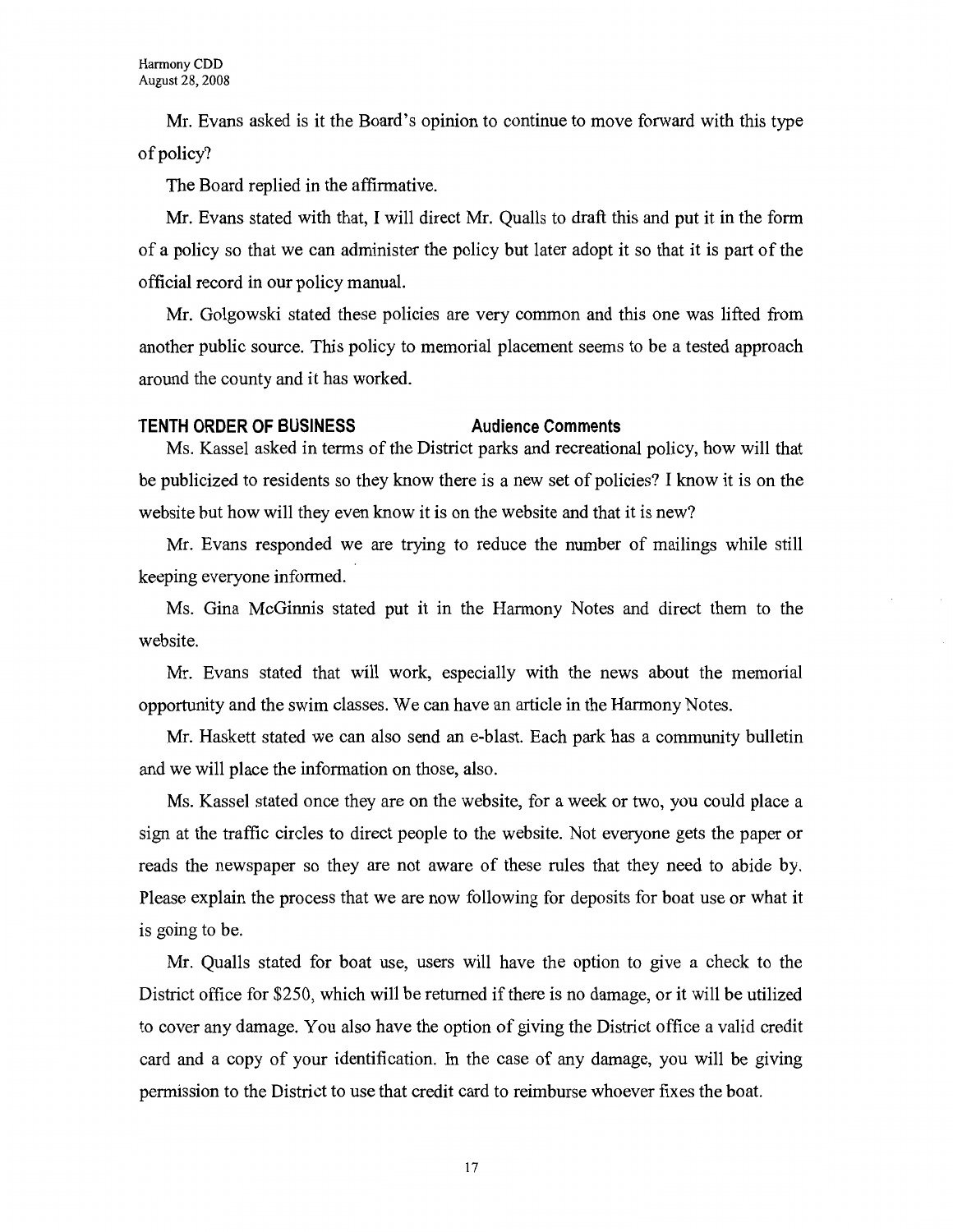Mr. Evans asked is it the Board's opinion to continue to move forward with this type of policy?

The Board replied in the affirmative.

Mr. Evans stated with that, I will direct Mr. Qualls to draft this and put it in the form of a policy so that we can administer the policy but later adopt it so that it is part of the official record in our policy manual.

Mr. Golgowski stated these policies are very common and this one was lifted from another public source. This policy to memorial placement seems to be a tested approach around the county and it has worked.

**TENTH ORDER OF BUSINESS Audience Comments**

Ms. Kassel asked in terms of the District parks and recreational policy, how will that be publicized to residents so they know there is a new set of policies? I know it is on the website but how will they even know it is on the website and that it is new?

Mr. Evans responded we are trying to reduce the number of mailings while still keeping everyone informed.

Ms. Gina McGinnis stated put it in the Harmony Notes and direct them to the website.

Mr. Evans stated that will work, especially with the news about the memorial opportunity and the swim classes. We can have an article in the Harmony Notes.

Mr. Haskett stated we can also send an e-blast. Each park has a community bulletin and we will place the information on those, also.

Ms. Kassel stated once they are on the website, for a week or two, you could place a sign at the traffic circles to direct people to the website. Not everyone gets the paper or reads the newspaper so they are not aware of these rules that they need to abide by. Please explain the process that we are now following for deposits for boat use or what it is going to be.

Mr. Qualls stated for boat use, users will have the option to give a check to the District office for $250, which will be returned if there is no damage, or it will be utilized to cover any damage. You also have the option of giving the District office a valid credit card and a copy of your identification. In the case of any damage, you will be giving permission to the District to use that credit card to reimburse whoever fixes the boat.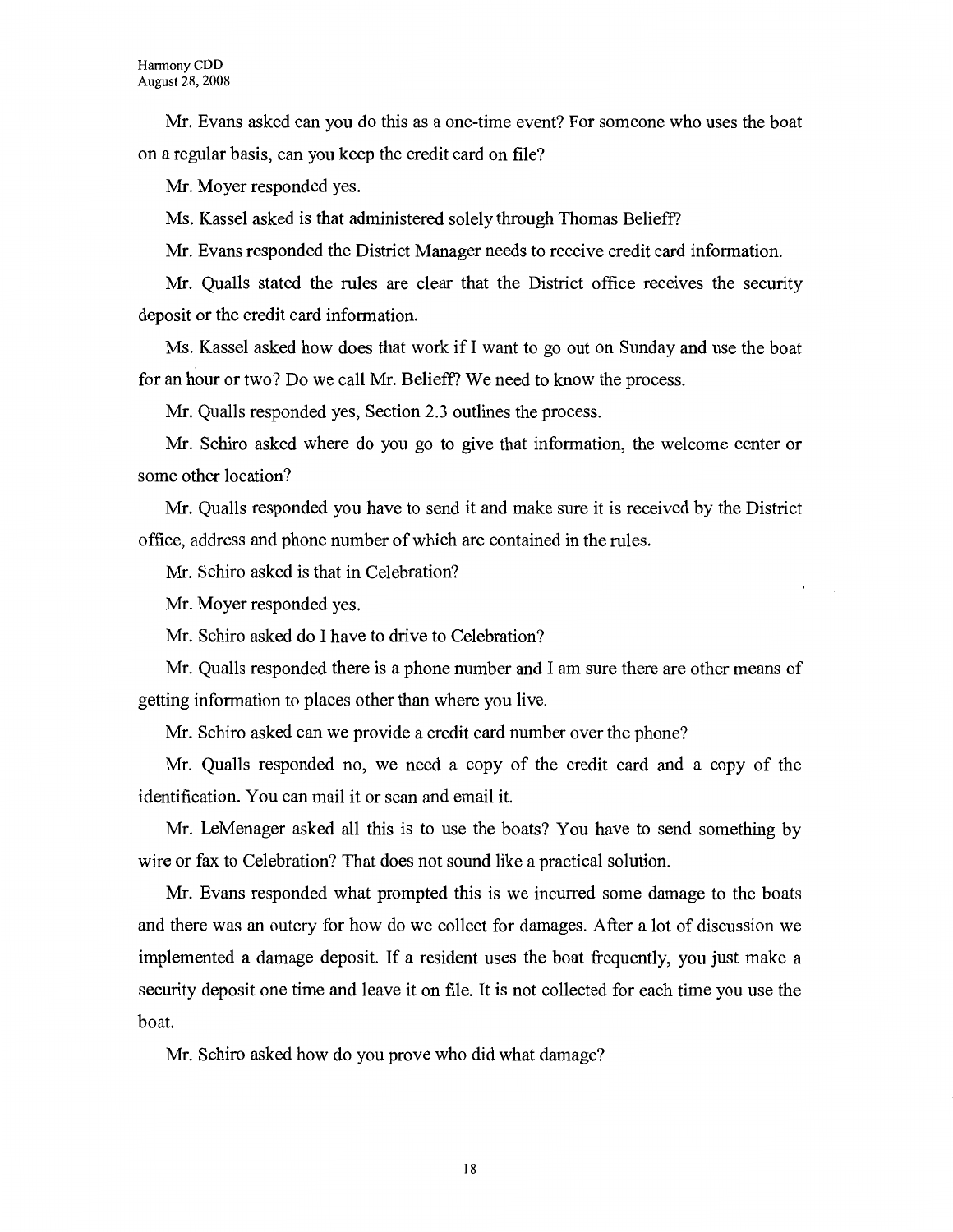Mr. Evans asked can you do this as a one-time event? For someone who uses the boat on a regular basis, can you keep the credit card on file?

Mr. Moyer responded yes.

Ms. Kassel asked is that administered solely through Thomas Belieff?

Mr. Evans responded the District Manager needs to receive credit card information.

Mr. Qualls stated the rules are clear that the District office receives the security deposit or the credit card information.

Ms. Kassel asked how does that work if I want to go out on Sunday and use the boat for an hour or two? Do we call Mr. Belieff? We need to know the process.

Mr. Qualls responded yes, Section 2.3 outlines the process.

Mr. Schiro asked where do you go to give that information, the welcome center or some other location?

Mr. Qualls responded you have to send it and make sure it is received by the District office, address and phone number of which are contained in the rules.

Mr. Schiro asked is that in Celebration?

Mr. Moyer responded yes.

Mr. Schiro asked do I have to drive to Celebration?

Mr. Qualls responded there is a phone number and I am sure there are other means of getting information to places other than where you live.

Mr. Schiro asked can we provide a credit card number over the phone?

Mr. Qualls responded no, we need a copy of the credit card and a copy of the identification. You can mail it or scan and email it.

Mr. LeMenager asked all this is to use the boats? You have to send something by wire or fax to Celebration? That does not sound like a practical solution.

Mr. Evans responded what prompted this is we incurred some damage to the boats and there was an outcry for how do we collect for damages. After a lot of discussion we implemented a damage deposit. If a resident uses the boat frequently, you just make a security deposit one time and leave it on file. It is not collected for each time you use the boat.

Mr. Schiro asked how do you prove who did what damage?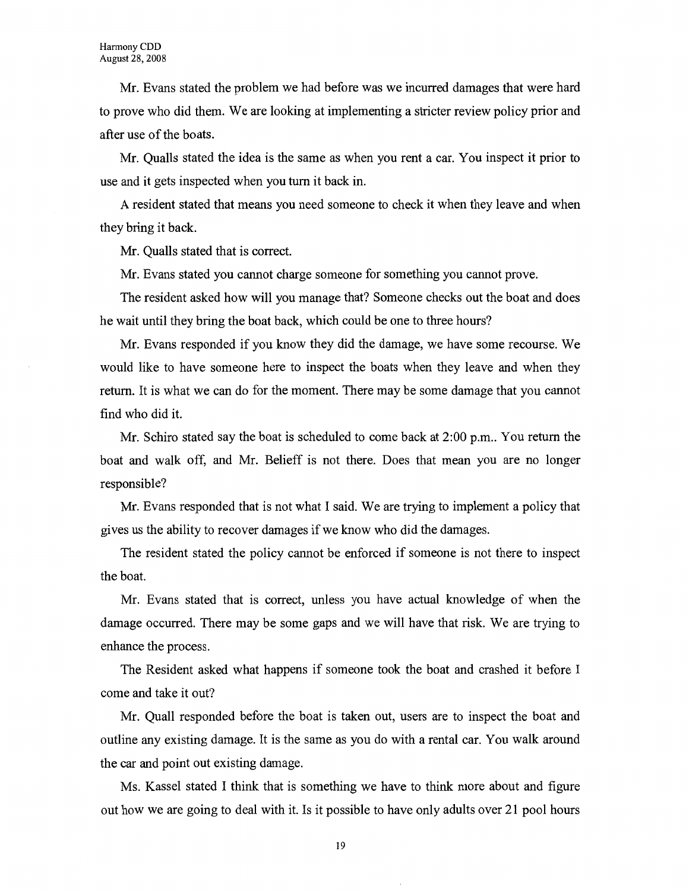Mr. Evans stated the problem we had before was we incurred damages that were hard to prove who did them. We are looking at implementing a stricter review policy prior and after use of the boats.

Mr. Qualls stated the idea is the same as when you rent a car. You inspect it prior to use and it gets inspected when you turn it back in.

A resident stated that means you need someone to check it when they leave and when they bring it back.

Mr. Qualls stated that is correct.

Mr. Evans stated you cannot charge someone for something you cannot prove.

The resident asked how will you manage that? Someone checks out the boat and does he wait until they bring the boat back, which could be one to three hours?

Mr. Evans responded if you know they did the damage, we have some recourse. We would like to have someone here to inspect the boats when they leave and when they return. It is what we can do for the moment. There may be some damage that you cannot find who did it.

Mr. Schiro stated say the boat is scheduled to come back at 2:00 p.m.. You return the boat and walk off, and Mr. Belieff is not there. Does that mean you are no longer responsible?

Mr. Evans responded that is not what I said. We are trying to implement a policy that gives us the ability to recover damages if we know who did the damages.

The resident stated the policy cannot be enforced if someone is not there to inspect the boat.

Mr. Evans stated that is correct, unless you have actual knowledge of when the damage occurred. There may be some gaps and we will have that risk. We are trying to enhance the process.

The Resident asked what happens if someone took the boat and crashed it before I come and take it out?

Mr. Quall responded before the boat is taken out, users are to inspect the boat and outline any existing damage. It is the same as you do with a rental car. You walk around the car and point out existing damage.

Ms. Kassel stated I think that is something we have to think more about and figure out how we are going to deal with it. Is it possible to have only adults over 21 pool hours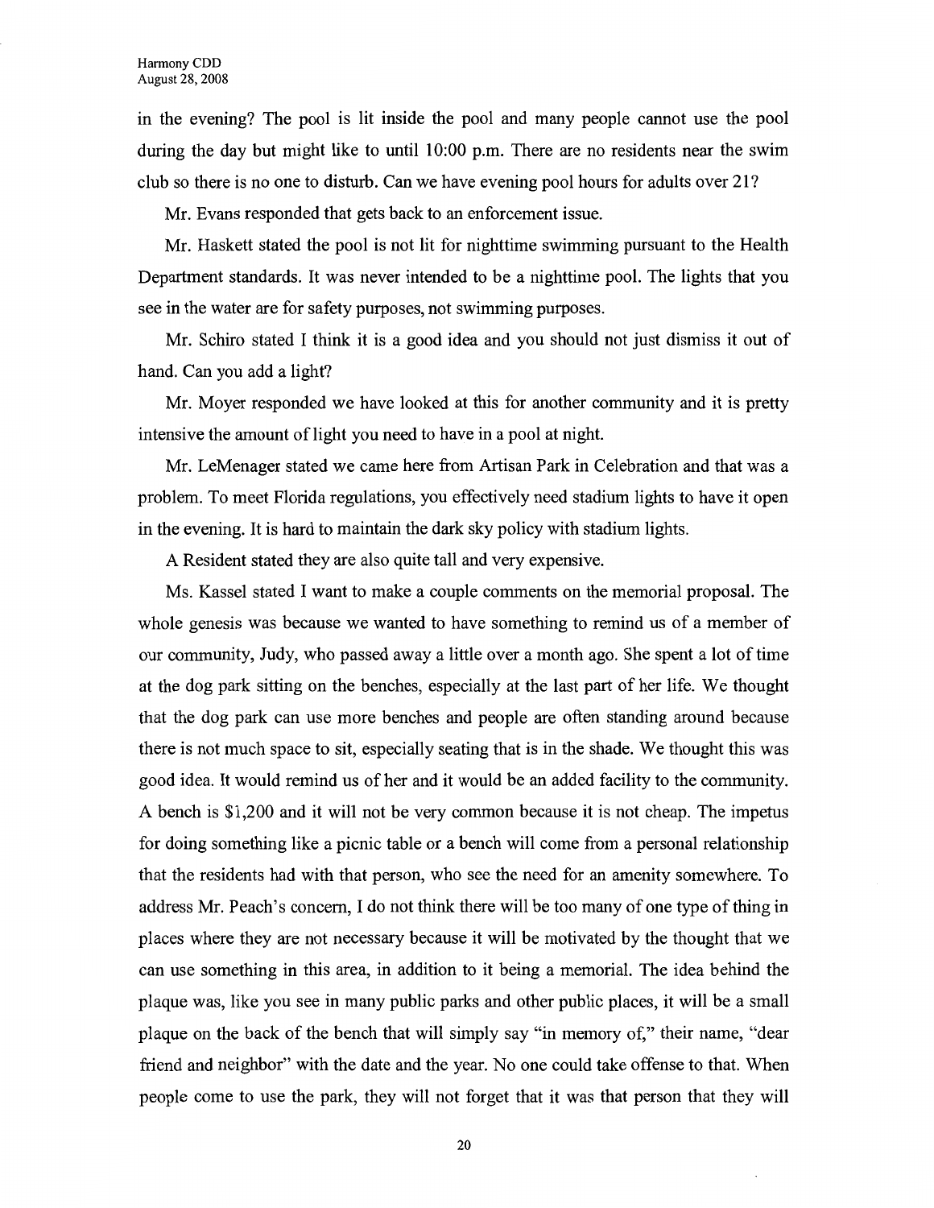in the evening? The pool is lit inside the pool and many people cannot use the pool during the day but might like to until 10:00 p.m. There are no residents near the swim club so there is no one to disturb. Can we have evening pool hours for adults over 21?

Mr. Evans responded that gets back to an enforcement issue.

Mr. Haskett stated the pool is not lit for nighttime swimming pursuant to the Health Department standards. It was never intended to be a nighttime pool. The lights that you see in the water are for safety purposes, not swimming purposes.

Mr. Schiro stated I think it is a good idea and you should not just dismiss it out of hand. Can you add a light?

Mr. Moyer responded we have looked at this for another community and it is pretty intensive the amount of light you need to have in a pool at night.

Mr. LeMenager stated we came here from Artisan Park in Celebration and that was a problem. To meet Florida regulations, you effectively need stadium lights to have it open in the evening. It is hard to maintain the dark sky policy with stadium lights.

A Resident stated they are also quite tall and very expensive.

Ms. Kassel stated I want to make a couple comments on the memorial proposal. The whole genesis was because we wanted to have something to remind us of a member of our community, Judy, who passed away a little over a month ago. She spent a lot of time at the dog park sitting on the benches, especially at the last part of her life. We thought that the dog park can use more benches and people are often standing around because there is not much space to sit, especially seating that is in the shade. We thought this was good idea. It would remind us of her and it would be an added facility to the community. A bench is $1,200 and it will not be very common because it is not cheap. The impetus for doing something like a picnic table or a bench will come from a personal relationship that the residents had with that person, who see the need for an amenity somewhere. To address Mr. Peach's concern, I do not think there will be too many of one type of thing in places where they are not necessary because it will be motivated by the thought that we can use something in this area, in addition to it being a memorial. The idea behind the plaque was, like you see in many public parks and other public places, it will be a small plaque on the back of the bench that will simply say "in memory of," their name, "dear friend and neighbor" with the date and the year. No one could take offense to that. When people come to use the park, they will not forget that it was that person that they will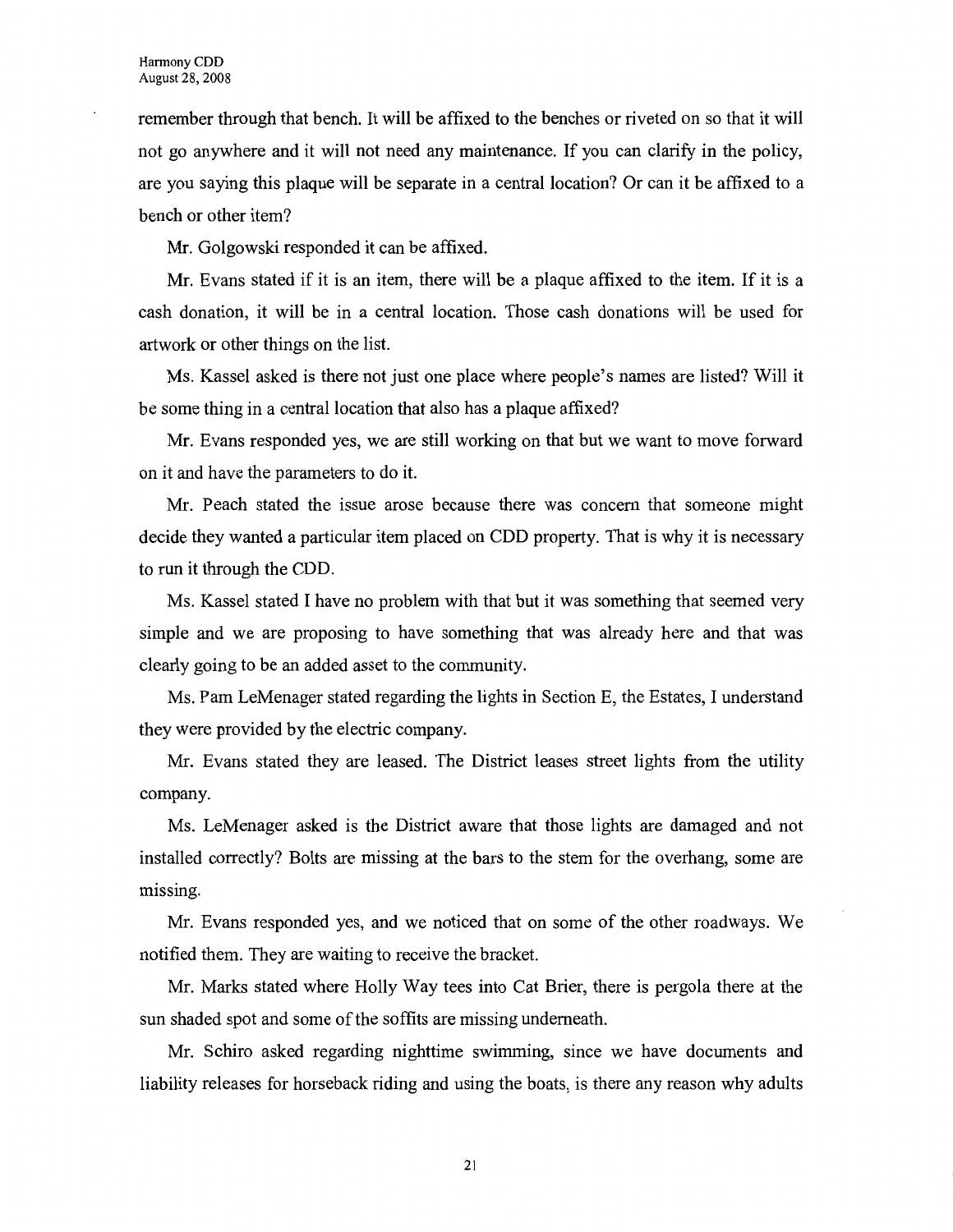remember through that bench. It will be affixed to the benches or riveted on so that it will not go anywhere and it will not need any maintenance. If you can clarify in the policy, are you saying this plaque will be separate in a central location? Or can it be affixed to a bench or other item?

Mr. Golgowski responded it can be affixed.

Mr. Evans stated if it is an item, there will be a plaque affixed to the item. If it is a cash donation, it will be in a central location. Those cash donations will be used for artwork or other things on the list.

Ms. Kassel asked is there not just one place where people's names are listed? Will it be some thing in a central location that also has a plaque affixed?

Mr. Evans responded yes, we are still working on that but we want to move forward on it and have the parameters to do it.

Mr. Peach stated the issue arose because there was concern that someone might decide they wanted a particular item placed on CDD property. That is why it is necessary to run it through the CDD.

Ms. Kassel stated I have no problem with that but it was something that seemed very simple and we are proposing to have something that was already here and that was clearly going to be an added asset to the community.

Ms. Pam LeMenager stated regarding the lights in Section E, the Estates, I understand they were provided by the electric company.

Mr. Evans stated they are leased. The District leases street lights from the utility company.

Ms. LeMenager asked is the District aware that those lights are damaged and not installed correctly? Bolts are missing at the bars to the stem for the overhang, some are missing.

Mr. Evans responded yes, and we noticed that on some of the other roadways. We notified them. They are waiting to receive the bracket.

Mr. Marks stated where Holly Way tees into Cat Brier, there is pergola there at the sun shaded spot and some of the soffits are missing underneath.

Mr. Schiro asked regarding nighttime swimming, since we have documents and liability releases for horseback riding and using the boats, is there any reason why adults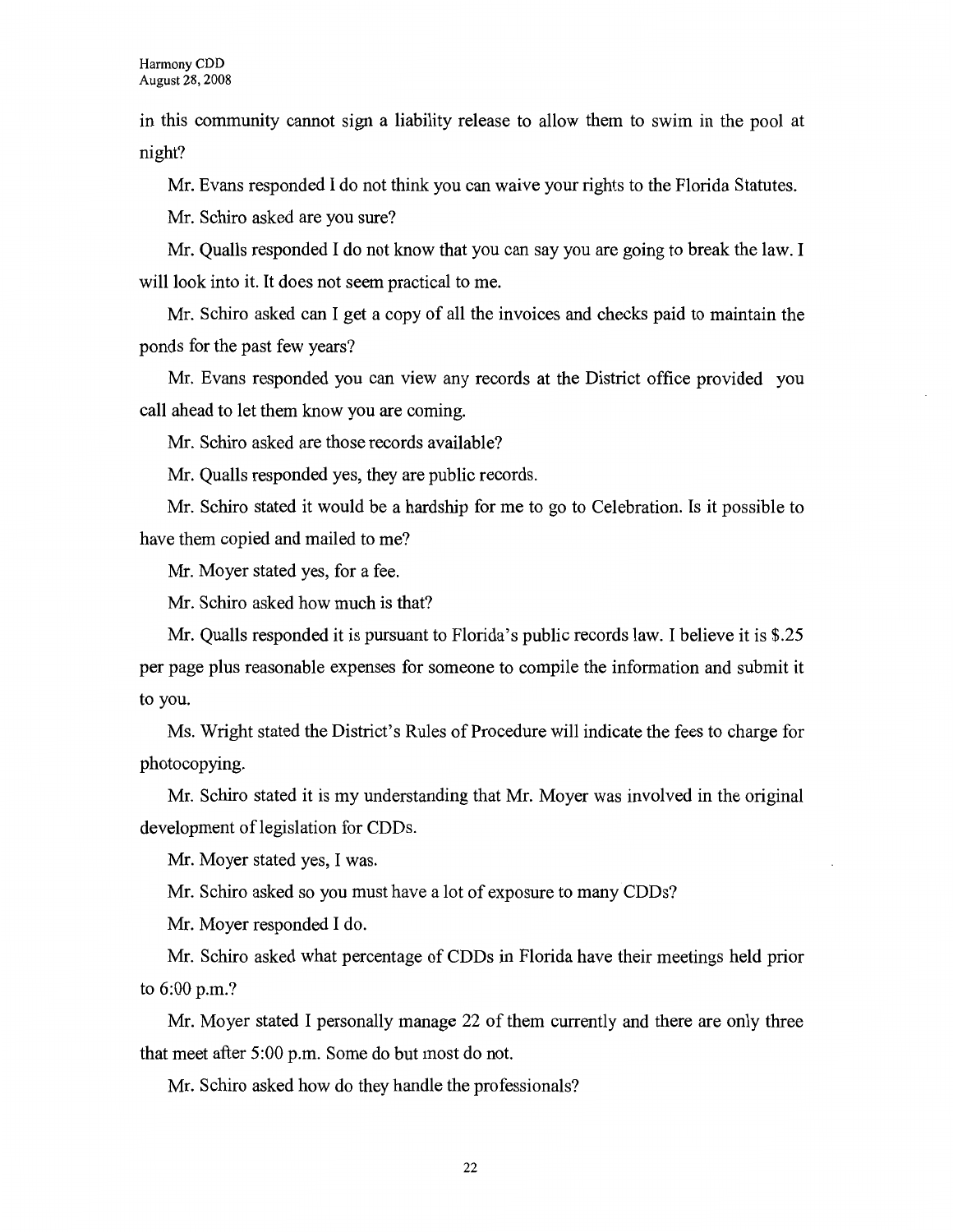in this community cannot sign a liability release to allow them to swim in the pool at night?

Mr. Evans responded I do not think you can waive your rights to the Florida Statutes.

Mr. Schiro asked are you sure?

Mr. Qualls responded I do not know that you can say you are going to break the law. I will look into it. It does not seem practical to me.

Mr. Schiro asked can I get a copy of all the invoices and checks paid to maintain the ponds for the past few years?

Mr. Evans responded you can view any records at the District office provided you call ahead to let them know you are coming.

Mr. Schiro asked are those records available?

Mr. Qualls responded yes, they are public records.

Mr. Schiro stated it would be a hardship for me to go to Celebration. Is it possible to have them copied and mailed to me?

Mr. Moyer stated yes, for a fee.

Mr. Schiro asked how much is that?

Mr. Qualls responded it is pursuant to Florida's public records law. I believe it is $.25 per page plus reasonable expenses for someone to compile the information and submit it to you.

Ms. Wright stated the District's Rules of Procedure will indicate the fees to charge for photocopying.

Mr. Schiro stated it is my understanding that Mr. Moyer was involved in the original development of legislation for CDDs.

Mr. Moyer stated yes, I was.

Mr. Schiro asked so you must have a lot of exposure to many CDDs?

Mr. Moyer responded I do.

Mr. Schiro asked what percentage of CDDs in Florida have their meetings held prior to 6:00 p.m.?

Mr. Moyer stated I personally manage 22 of them currently and there are only three that meet after 5:00 p.m. Some do but most do not.

Mr. Schiro asked how do they handle the professionals?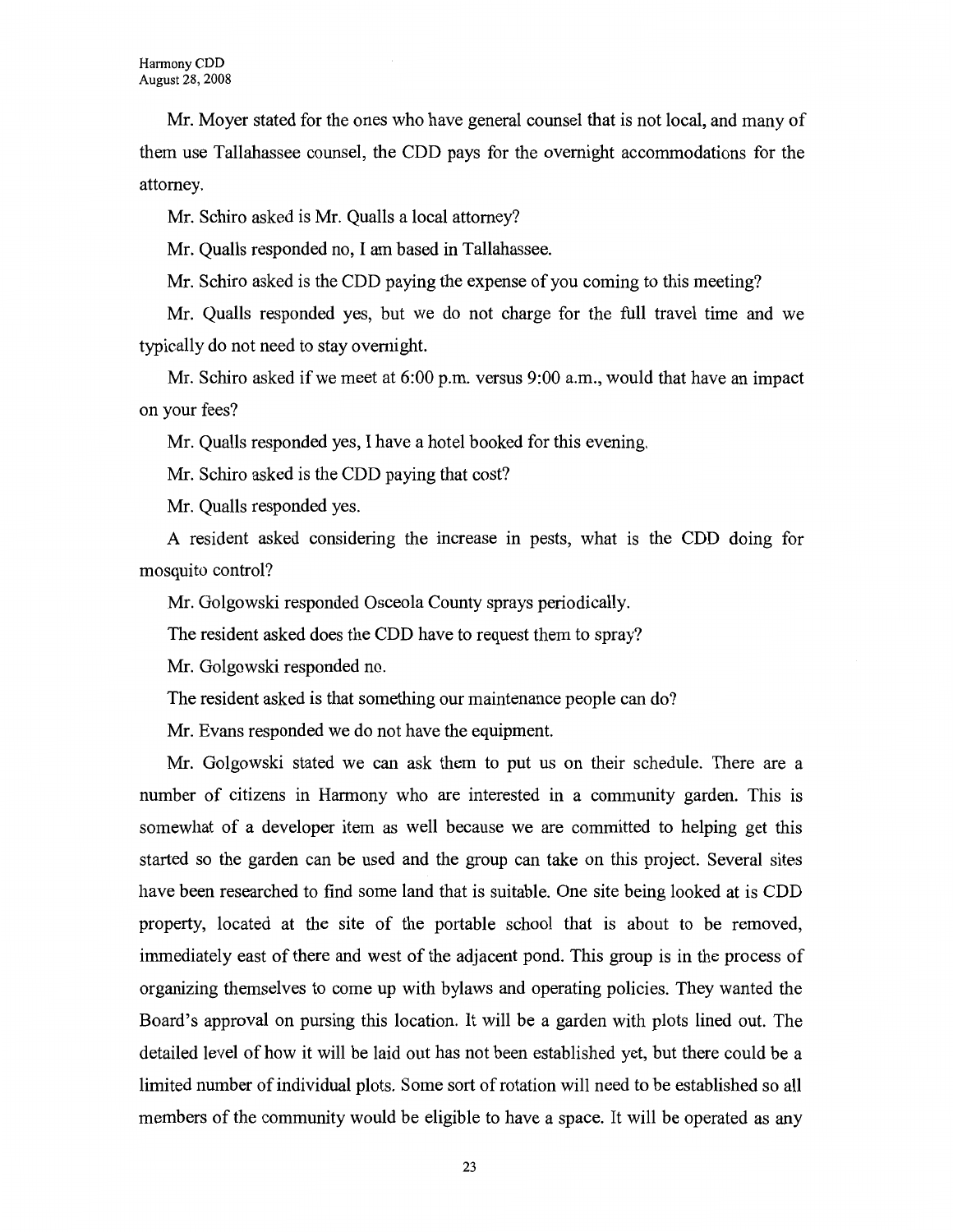Mr. Moyer stated for the ones who have general counsel that is not local, and many of them use Tallahassee counsel, the CDD pays for the overnight accommodations for the attorney.

Mr. Schiro asked is Mr. Qualls a local attorney?

Mr. Qualls responded no, I am based in Tallahassee.

Mr. Schiro asked is the CDD paying the expense of you coming to this meeting?

Mr. Qualls responded yes, but we do not charge for the full travel time and we typically do not need to stay overnight.

Mr. Schiro asked if we meet at 6:00 p.m. versus 9:00 a.m., would that have an impact on your fees?

Mr. Qualls responded yes, I have a hotel booked for this evening.

Mr. Schiro asked is the CDD paying that cost?

Mr. Qualls responded yes.

A resident asked considering the increase in pests, what is the CDD doing for mosquito control?

Mr. Golgowski responded Osceola County sprays periodically.

The resident asked does the CDD have to request them to spray?

Mr. Golgowski responded no.

The resident asked is that something our maintenance people can do?

Mr. Evans responded we do not have the equipment.

Mr. Golgowski stated we can ask them to put us on their schedule. There are a number of citizens in Harmony who are interested in a community garden. This is somewhat of a developer item as well because we are committed to helping get this started so the garden can be used and the group can take on this project. Several sites have been researched to find some land that is suitable. One site being looked at is CDD property, located at the site of the portable school that is about to be removed, immediately east of there and west of the adjacent pond. This group is in the process of organizing themselves to come up with bylaws and operating policies. They wanted the Board's approval on pursing this location. It will be a garden with plots lined out. The detailed level of how it will be laid out has not been established yet, but there could be a limited number of individual plots. Some sort of rotation will need to be established so all members of the community would be eligible to have a space. It will be operated as any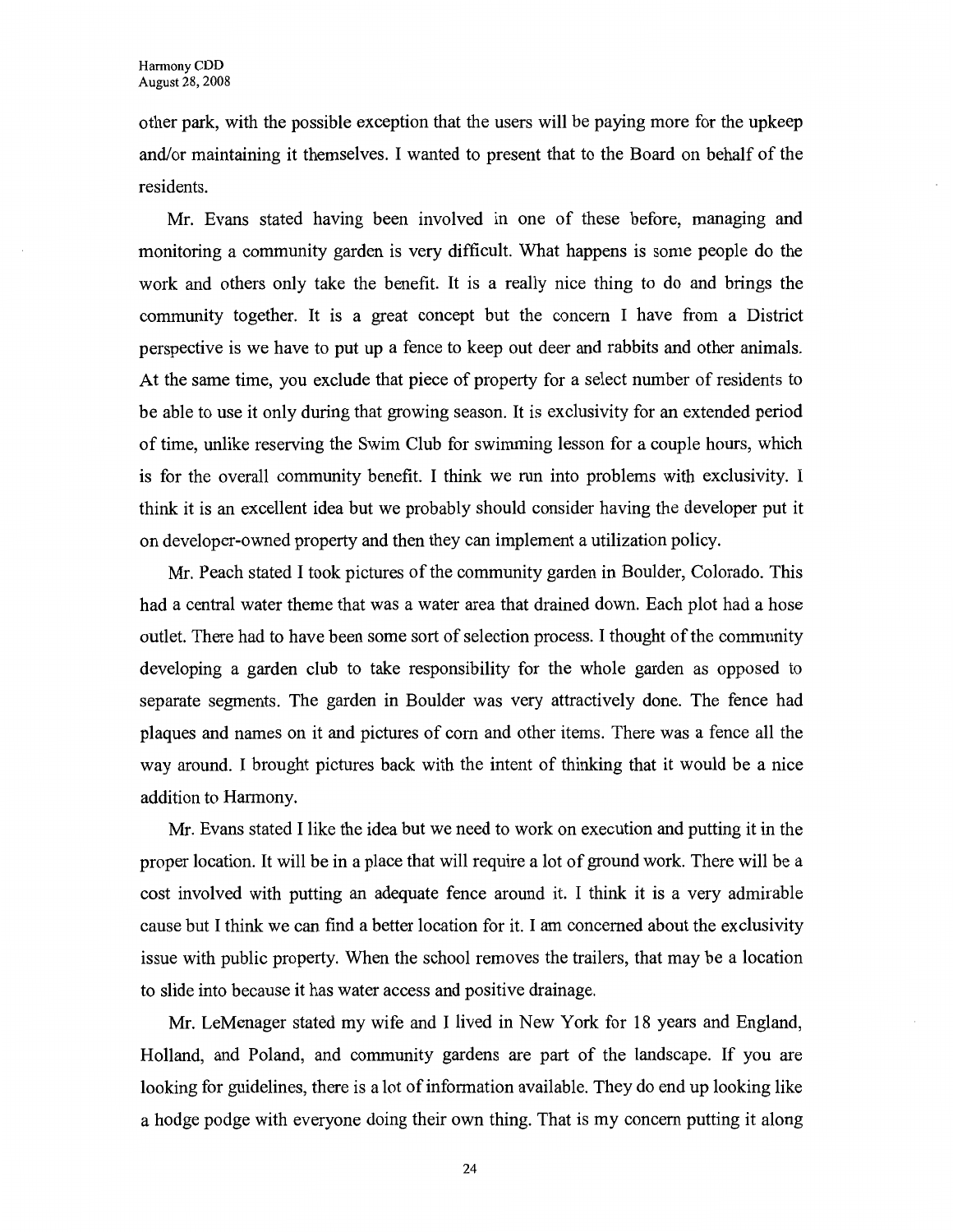other park, with the possible exception that the users will be paying more for the upkeep and/or maintaining it themselves. I wanted to present that to the Board on behalf of the residents.

Mr. Evans stated having been involved in one of these before, managing and monitoring a community garden is very difficult. What happens is some people do the work and others only take the benefit. It is a really nice thing to do and brings the community together. It is a great concept but the concern I have from a District perspective is we have to put up a fence to keep out deer and rabbits and other animals. At the same time, you exclude that piece of property for a select number of residents to be able to use it only during that growing season. It is exclusivity for an extended period of time, unlike reserving the Swim Club for swimming lesson for a couple hours, which is for the overall community benefit. I think we run into problems with exclusivity. I think it is an excellent idea but we probably should consider having the developer put it on developer-owned property and then they can implement a utilization policy.

Mr. Peach stated I took pictures of the community garden in Boulder, Colorado. This had a central water theme that was a water area that drained down. Each plot had a hose outlet. There had to have been some sort of selection process. I thought of the community developing a garden club to take responsibility for the whole garden as opposed to separate segments. The garden in Boulder was very attractively done. The fence had plaques and names on it and pictures of corn and other items. There was a fence all the way around. I brought pictures back with the intent of thinking that it would be a nice addition to Harmony.

Mr. Evans stated I like the idea but we need to work on execution and putting it in the proper location. It will be in a place that will require a lot of ground work. There will be a cost involved with putting an adequate fence around it. I think it is a very admirable cause but I think we can find a better location for it. I am concerned about the exclusivity issue with public property. When the school removes the trailers, that may be a location to slide into because it has water access and positive drainage.

Mr. LeMenager stated my wife and I lived in New York for 18 years and England, Holland, and Poland, and community gardens are part of the landscape. If you are looking for guidelines, there is a lot of information available. They do end up looking like a hodge podge with everyone doing their own thing. That is my concern putting it along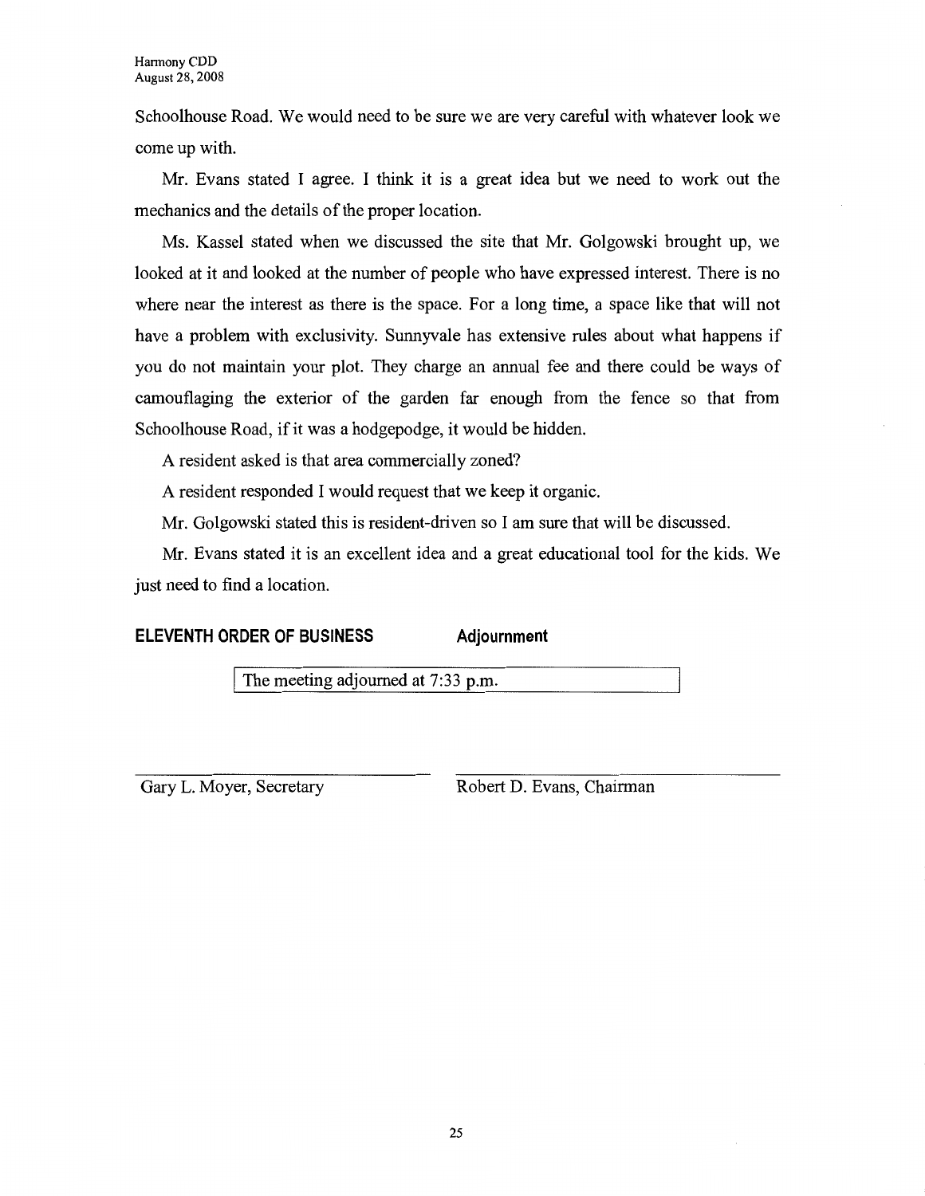Schoolhouse Road. We would need to be sure we are very careful with whatever look we come up with.

Mr. Evans stated I agree. I think it is a great idea but we need to work out the mechanics and the details of the proper location.

Ms. Kassel stated when we discussed the site that Mr. Golgowski brought up, we looked at it and looked at the number of people who have expressed interest. There is no where near the interest as there is the space. For a long time, a space like that will not have a problem with exclusivity. Sunnyvale has extensive rules about what happens if you do not maintain your plot. They charge an annual fee and there could be ways of camouflaging the exterior of the garden far enough from the fence so that from Schoolhouse Road, if it was a hodgepodge, it would be hidden.

A resident asked is that area commercially zoned?

A resident responded I would request that we keep it organic.

Mr. Golgowski stated this is resident-driven so I am sure that will be discussed.

Mr. Evans stated it is an excellent idea and a great educational tool for the kids. We just need to find a location.

**ELEVENTH ORDER OF BUSINESS** **Adjournment**

The meeting adjourned at 7:33 p.m.

Gary L. Moyer, Secretary

Robert D. Evans, Chairman